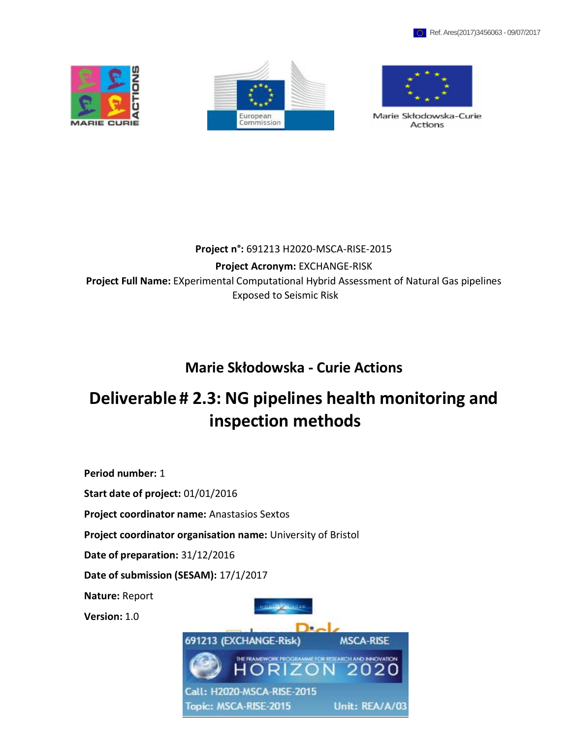Ref. Ares(2017)3456063 - 09/07/2017

**Project n°:** 691213 H2020-MSCA-RISE-2015

**Project Acronym:** EXCHANGE-RISK

**Project Full Name:** EXperimental Computational Hybrid Assessment of Natural Gas pipelines Exposed to Seismic Risk

## Marie Skłodowska - Curie Actions

# Deliverable # 2.3: NG pipelines health monitoring and inspection methods

**Period number:** 1

**Start date of project:** 01/01/2016

**Project coordinator name:** Anastasios Sextos

**Project coordinator organisation name:** University of Bristol

**Date of preparation:** 31/12/2016

**Date of submission (SESAM):** 17/1/2017

**Nature:** Report

**Version:** 1.0

691213 (EXCHANGE-Risk) MSCA-RISE

THE FRAMEWORK PROGRAMME FOR RESEARCH AND INNOVATION HORIZON 2020

Call: H2020-MSCA-RISE-2015

Topic: MSCA-RISE-2015 Unit: REA/A/03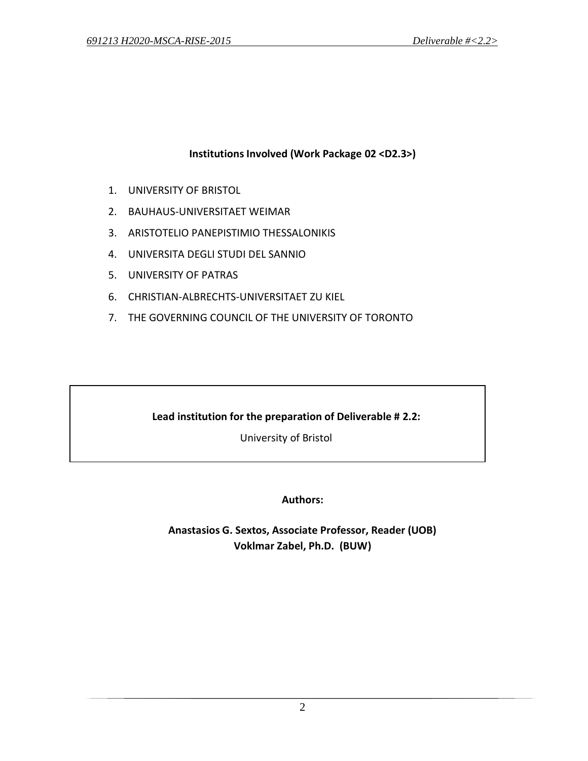**Institutions Involved (Work Package 02 <D2.3>)**

1. UNIVERSITY OF BRISTOL
2. BAUHAUS-UNIVERSITAET WEIMAR
3. ARISTOTELIO PANEPISTIMIO THESSALONIKIS
4. UNIVERSITA DEGLI STUDI DEL SANNIO
5. UNIVERSITY OF PATRAS
6. CHRISTIAN-ALBRECHTS-UNIVERSITAET ZU KIEL
7. THE GOVERNING COUNCIL OF THE UNIVERSITY OF TORONTO

**Lead institution for the preparation of Deliverable # 2.2:**

University of Bristol

**Authors:**

**Anastasios G. Sextos, Associate Professor, Reader (UOB)**
**Voklmar Zabel, Ph.D. (BUW)**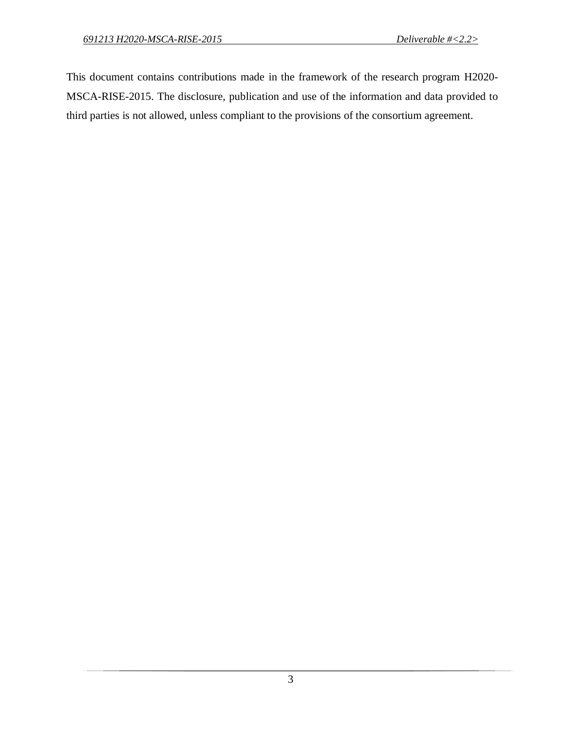This document contains contributions made in the framework of the research program H2020-MSCA-RISE-2015. The disclosure, publication and use of the information and data provided to third parties is not allowed, unless compliant to the provisions of the consortium agreement.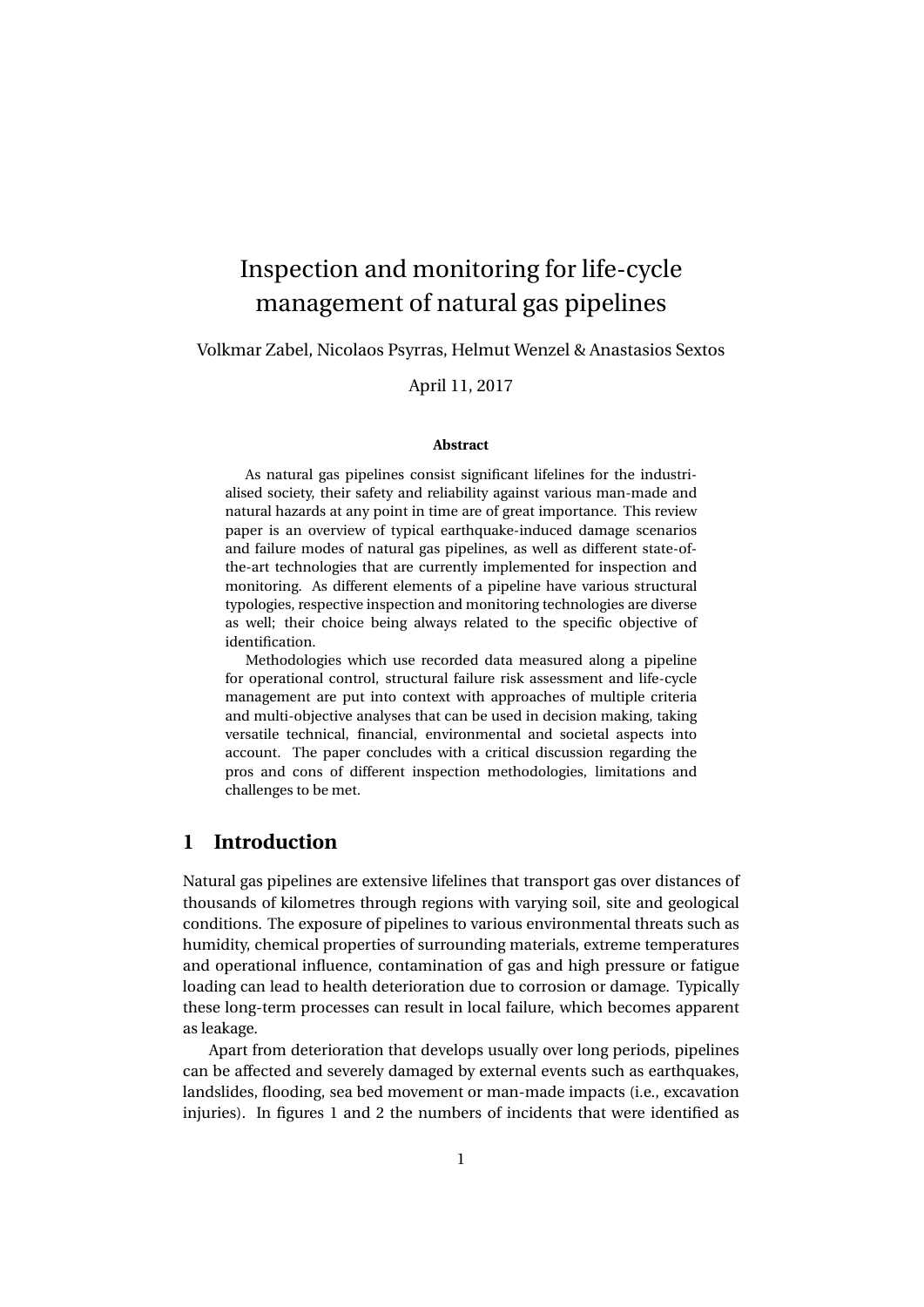# Inspection and monitoring for life-cycle management of natural gas pipelines

Volkmar Zabel, Nicolaos Psyrras, Helmut Wenzel & Anastasios Sextos

April 11, 2017

**Abstract**

As natural gas pipelines consist significant lifelines for the industrialised society, their safety and reliability against various man-made and natural hazards at any point in time are of great importance. This review paper is an overview of typical earthquake-induced damage scenarios and failure modes of natural gas pipelines, as well as different state-of-the-art technologies that are currently implemented for inspection and monitoring. As different elements of a pipeline have various structural typologies, respective inspection and monitoring technologies are diverse as well; their choice being always related to the specific objective of identification.

Methodologies which use recorded data measured along a pipeline for operational control, structural failure risk assessment and life-cycle management are put into context with approaches of multiple criteria and multi-objective analyses that can be used in decision making, taking versatile technical, financial, environmental and societal aspects into account. The paper concludes with a critical discussion regarding the pros and cons of different inspection methodologies, limitations and challenges to be met.

## 1 Introduction

Natural gas pipelines are extensive lifelines that transport gas over distances of thousands of kilometres through regions with varying soil, site and geological conditions. The exposure of pipelines to various environmental threats such as humidity, chemical properties of surrounding materials, extreme temperatures and operational influence, contamination of gas and high pressure or fatigue loading can lead to health deterioration due to corrosion or damage. Typically these long-term processes can result in local failure, which becomes apparent as leakage.

Apart from deterioration that develops usually over long periods, pipelines can be affected and severely damaged by external events such as earthquakes, landslides, flooding, sea bed movement or man-made impacts (i.e., excavation injuries). In figures 1 and 2 the numbers of incidents that were identified as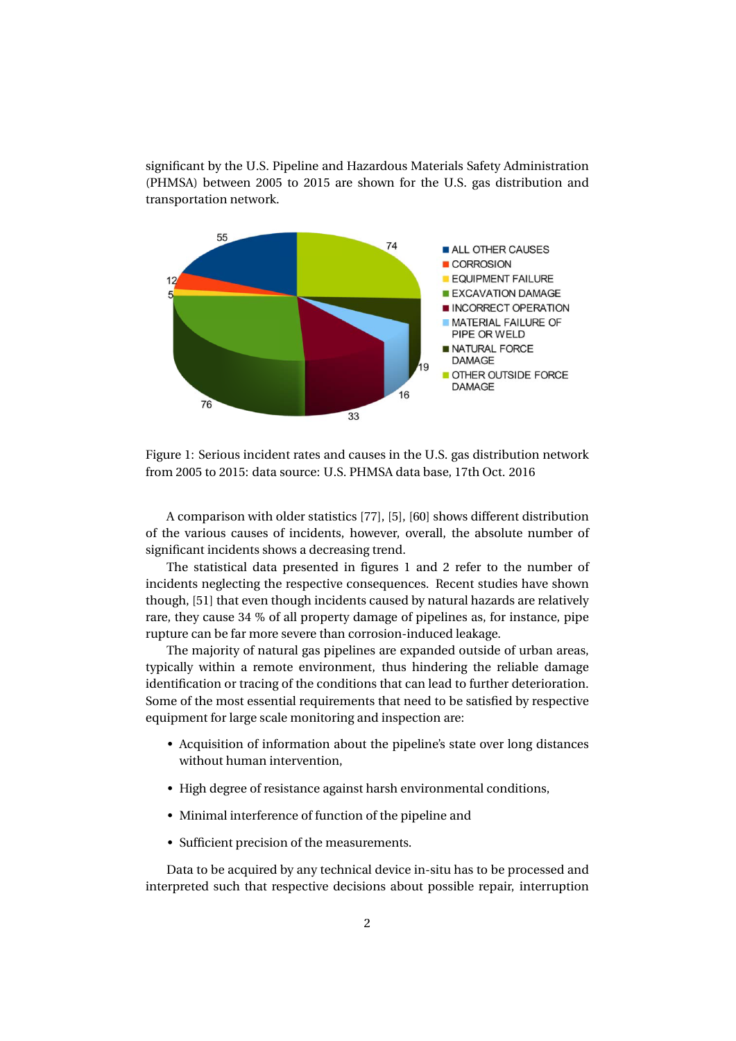significant by the U.S. Pipeline and Hazardous Materials Safety Administration (PHMSA) between 2005 to 2015 are shown for the U.S. gas distribution and transportation network.

Figure 1: Serious incident rates and causes in the U.S. gas distribution network from 2005 to 2015: data source: U.S. PHMSA data base, 17th Oct. 2016

A comparison with older statistics [77], [5], [60] shows different distribution of the various causes of incidents, however, overall, the absolute number of significant incidents shows a decreasing trend.

The statistical data presented in figures 1 and 2 refer to the number of incidents neglecting the respective consequences. Recent studies have shown though, [51] that even though incidents caused by natural hazards are relatively rare, they cause 34 % of all property damage of pipelines as, for instance, pipe rupture can be far more severe than corrosion-induced leakage.

The majority of natural gas pipelines are expanded outside of urban areas, typically within a remote environment, thus hindering the reliable damage identification or tracing of the conditions that can lead to further deterioration. Some of the most essential requirements that need to be satisfied by respective equipment for large scale monitoring and inspection are:

- Acquisition of information about the pipeline's state over long distances without human intervention,
- High degree of resistance against harsh environmental conditions,
- Minimal interference of function of the pipeline and
- Sufficient precision of the measurements.

Data to be acquired by any technical device in-situ has to be processed and interpreted such that respective decisions about possible repair, interruption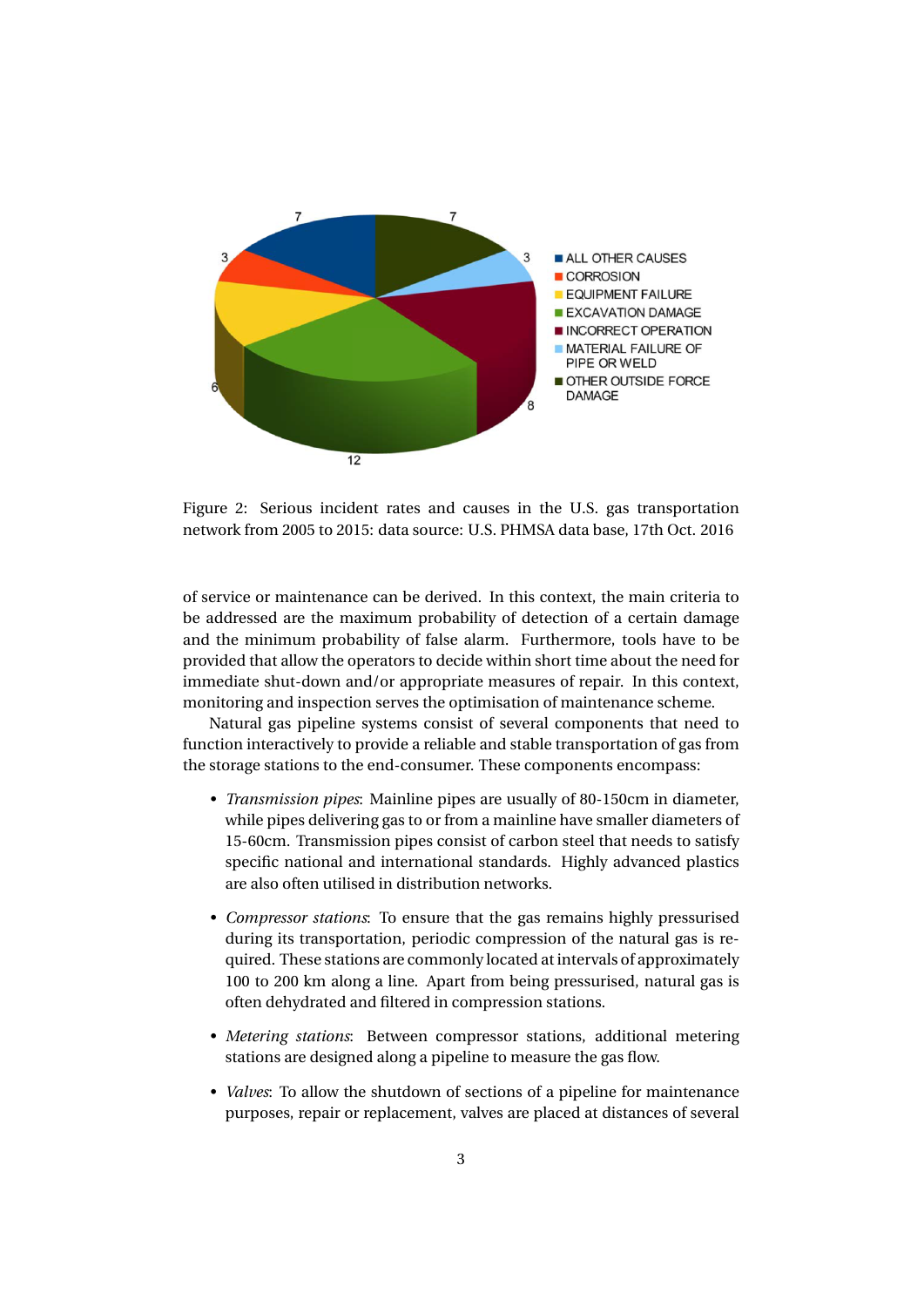Figure 2: Serious incident rates and causes in the U.S. gas transportation network from 2005 to 2015: data source: U.S. PHMSA data base, 17th Oct. 2016

of service or maintenance can be derived. In this context, the main criteria to be addressed are the maximum probability of detection of a certain damage and the minimum probability of false alarm. Furthermore, tools have to be provided that allow the operators to decide within short time about the need for immediate shut-down and/or appropriate measures of repair. In this context, monitoring and inspection serves the optimisation of maintenance scheme.

Natural gas pipeline systems consist of several components that need to function interactively to provide a reliable and stable transportation of gas from the storage stations to the end-consumer. These components encompass:

- *Transmission pipes*: Mainline pipes are usually of 80-150cm in diameter, while pipes delivering gas to or from a mainline have smaller diameters of 15-60cm. Transmission pipes consist of carbon steel that needs to satisfy specific national and international standards. Highly advanced plastics are also often utilised in distribution networks.

- *Compressor stations*: To ensure that the gas remains highly pressurised during its transportation, periodic compression of the natural gas is required. These stations are commonly located at intervals of approximately 100 to 200 km along a line. Apart from being pressurised, natural gas is often dehydrated and filtered in compression stations.

- *Metering stations*: Between compressor stations, additional metering stations are designed along a pipeline to measure the gas flow.

- *Valves*: To allow the shutdown of sections of a pipeline for maintenance purposes, repair or replacement, valves are placed at distances of several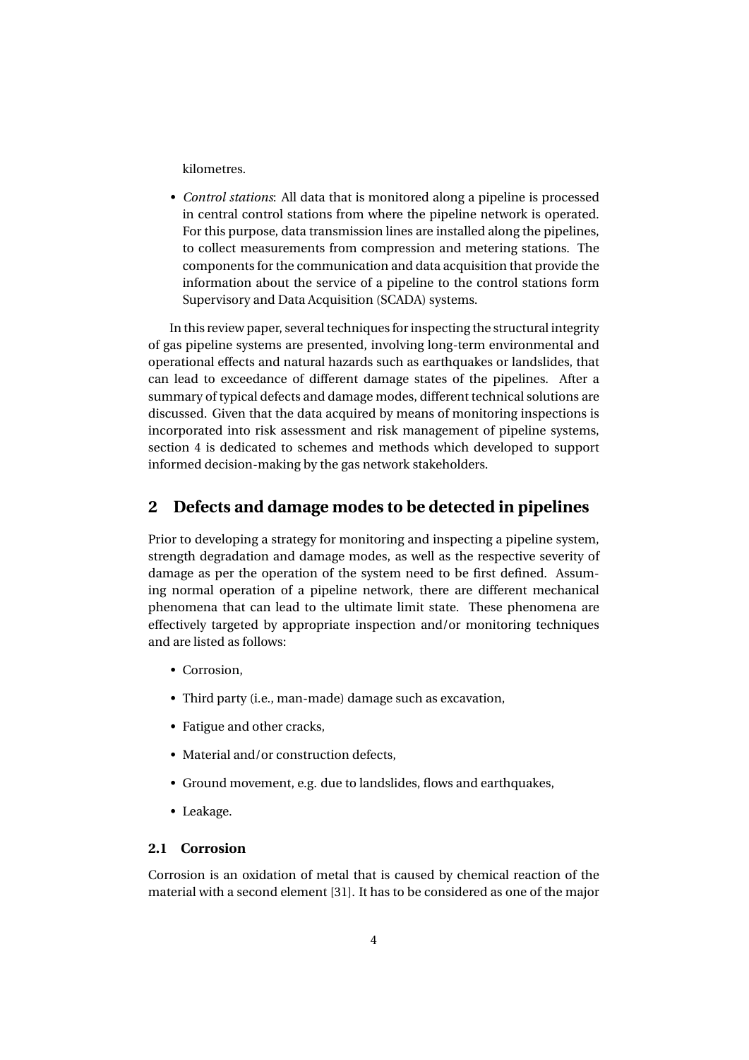kilometres.

- *Control stations*: All data that is monitored along a pipeline is processed in central control stations from where the pipeline network is operated. For this purpose, data transmission lines are installed along the pipelines, to collect measurements from compression and metering stations. The components for the communication and data acquisition that provide the information about the service of a pipeline to the control stations form Supervisory and Data Acquisition (SCADA) systems.

In this review paper, several techniques for inspecting the structural integrity of gas pipeline systems are presented, involving long-term environmental and operational effects and natural hazards such as earthquakes or landslides, that can lead to exceedance of different damage states of the pipelines. After a summary of typical defects and damage modes, different technical solutions are discussed. Given that the data acquired by means of monitoring inspections is incorporated into risk assessment and risk management of pipeline systems, section 4 is dedicated to schemes and methods which developed to support informed decision-making by the gas network stakeholders.

## 2 Defects and damage modes to be detected in pipelines

Prior to developing a strategy for monitoring and inspecting a pipeline system, strength degradation and damage modes, as well as the respective severity of damage as per the operation of the system need to be first defined. Assuming normal operation of a pipeline network, there are different mechanical phenomena that can lead to the ultimate limit state. These phenomena are effectively targeted by appropriate inspection and/or monitoring techniques and are listed as follows:

- Corrosion,
- Third party (i.e., man-made) damage such as excavation,
- Fatigue and other cracks,
- Material and/or construction defects,
- Ground movement, e.g. due to landslides, flows and earthquakes,
- Leakage.

### 2.1 Corrosion

Corrosion is an oxidation of metal that is caused by chemical reaction of the material with a second element [31]. It has to be considered as one of the major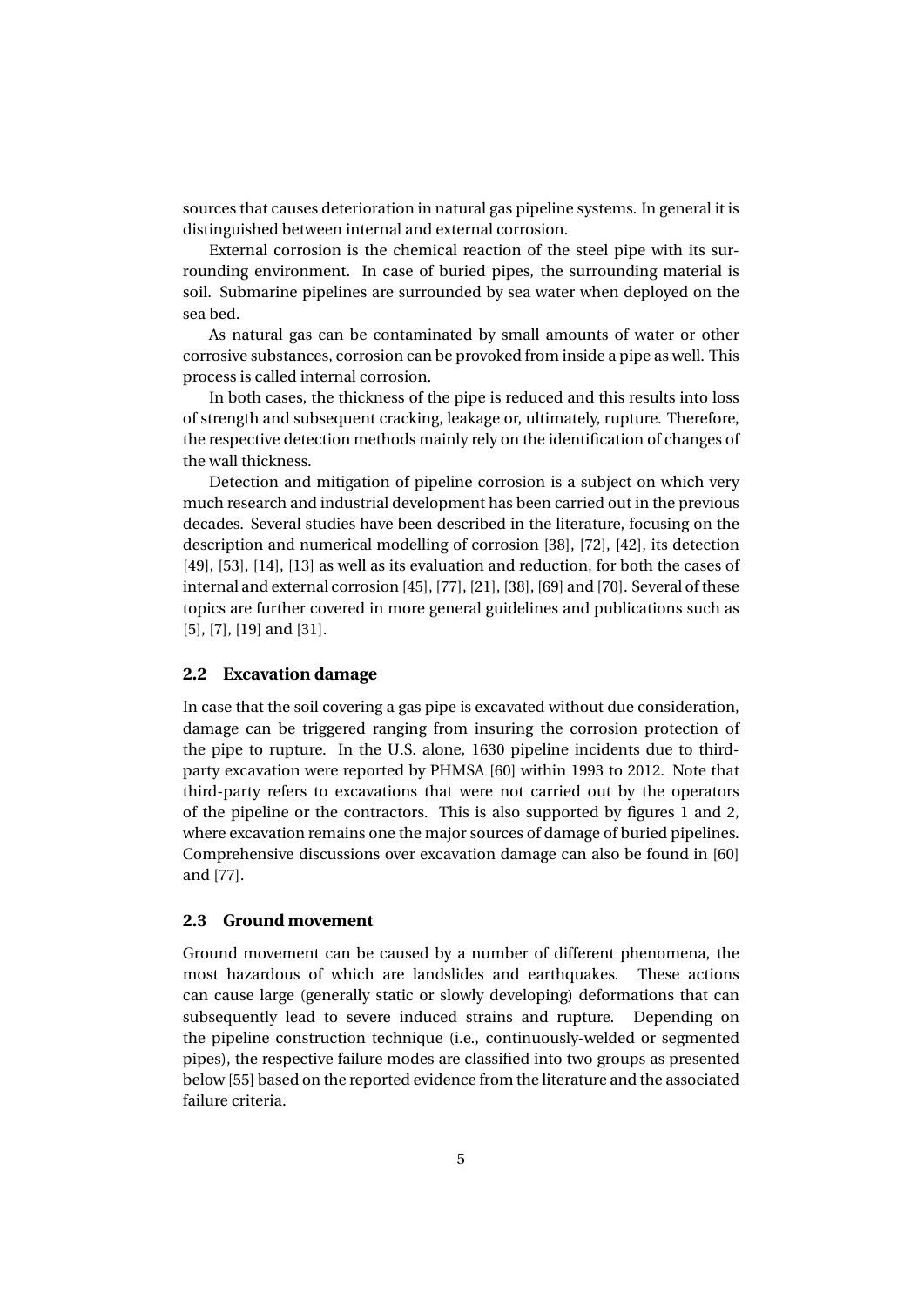sources that causes deterioration in natural gas pipeline systems. In general it is distinguished between internal and external corrosion.

External corrosion is the chemical reaction of the steel pipe with its surrounding environment. In case of buried pipes, the surrounding material is soil. Submarine pipelines are surrounded by sea water when deployed on the sea bed.

As natural gas can be contaminated by small amounts of water or other corrosive substances, corrosion can be provoked from inside a pipe as well. This process is called internal corrosion.

In both cases, the thickness of the pipe is reduced and this results into loss of strength and subsequent cracking, leakage or, ultimately, rupture. Therefore, the respective detection methods mainly rely on the identification of changes of the wall thickness.

Detection and mitigation of pipeline corrosion is a subject on which very much research and industrial development has been carried out in the previous decades. Several studies have been described in the literature, focusing on the description and numerical modelling of corrosion [38], [72], [42], its detection [49], [53], [14], [13] as well as its evaluation and reduction, for both the cases of internal and external corrosion [45], [77], [21], [38], [69] and [70]. Several of these topics are further covered in more general guidelines and publications such as [5], [7], [19] and [31].

## 2.2 Excavation damage

In case that the soil covering a gas pipe is excavated without due consideration, damage can be triggered ranging from insuring the corrosion protection of the pipe to rupture. In the U.S. alone, 1630 pipeline incidents due to third-party excavation were reported by PHMSA [60] within 1993 to 2012. Note that third-party refers to excavations that were not carried out by the operators of the pipeline or the contractors. This is also supported by figures 1 and 2, where excavation remains one the major sources of damage of buried pipelines. Comprehensive discussions over excavation damage can also be found in [60] and [77].

## 2.3 Ground movement

Ground movement can be caused by a number of different phenomena, the most hazardous of which are landslides and earthquakes. These actions can cause large (generally static or slowly developing) deformations that can subsequently lead to severe induced strains and rupture. Depending on the pipeline construction technique (i.e., continuously-welded or segmented pipes), the respective failure modes are classified into two groups as presented below [55] based on the reported evidence from the literature and the associated failure criteria.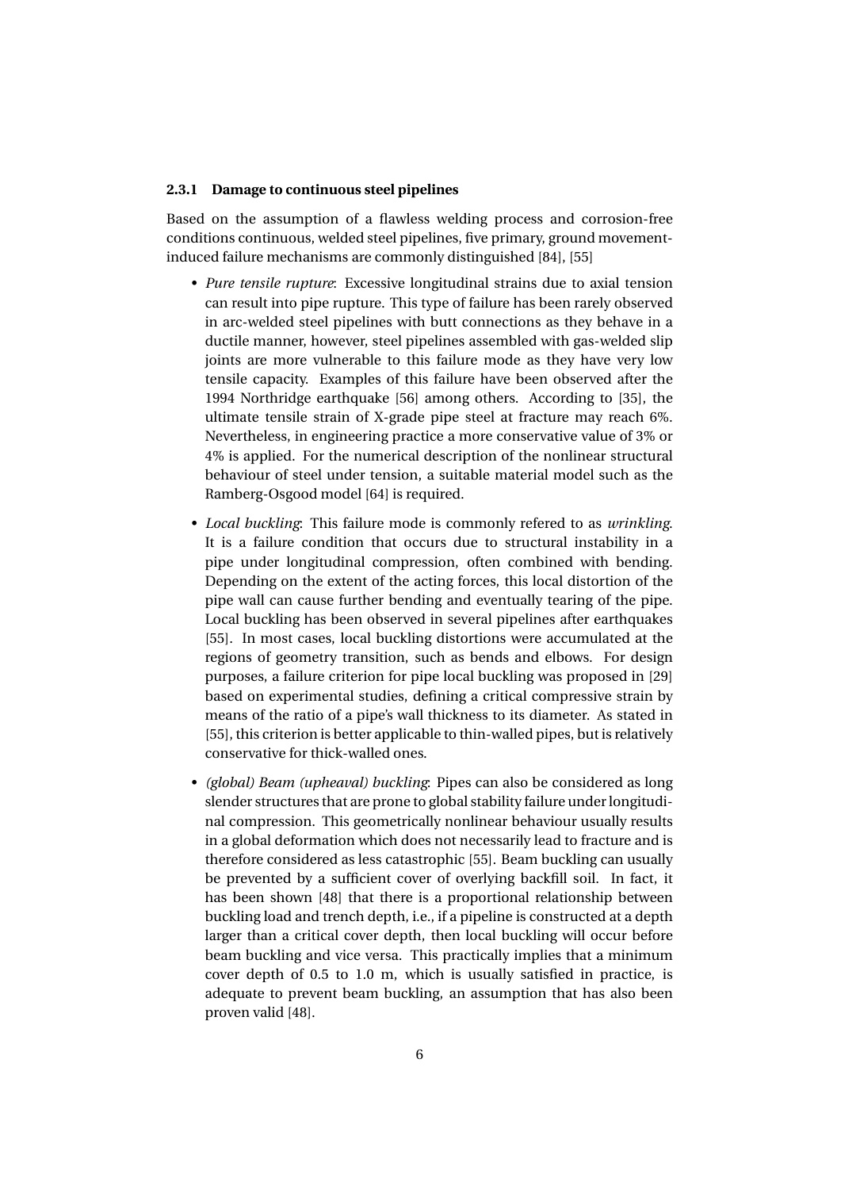### 2.3.1 Damage to continuous steel pipelines

Based on the assumption of a flawless welding process and corrosion-free conditions continuous, welded steel pipelines, five primary, ground movement-induced failure mechanisms are commonly distinguished [84], [55]

- *Pure tensile rupture*: Excessive longitudinal strains due to axial tension can result into pipe rupture. This type of failure has been rarely observed in arc-welded steel pipelines with butt connections as they behave in a ductile manner, however, steel pipelines assembled with gas-welded slip joints are more vulnerable to this failure mode as they have very low tensile capacity. Examples of this failure have been observed after the 1994 Northridge earthquake [56] among others. According to [35], the ultimate tensile strain of X-grade pipe steel at fracture may reach 6%. Nevertheless, in engineering practice a more conservative value of 3% or 4% is applied. For the numerical description of the nonlinear structural behaviour of steel under tension, a suitable material model such as the Ramberg-Osgood model [64] is required.
- *Local buckling*: This failure mode is commonly refered to as *wrinkling*. It is a failure condition that occurs due to structural instability in a pipe under longitudinal compression, often combined with bending. Depending on the extent of the acting forces, this local distortion of the pipe wall can cause further bending and eventually tearing of the pipe. Local buckling has been observed in several pipelines after earthquakes [55]. In most cases, local buckling distortions were accumulated at the regions of geometry transition, such as bends and elbows. For design purposes, a failure criterion for pipe local buckling was proposed in [29] based on experimental studies, defining a critical compressive strain by means of the ratio of a pipe's wall thickness to its diameter. As stated in [55], this criterion is better applicable to thin-walled pipes, but is relatively conservative for thick-walled ones.
- *(global) Beam (upheaval) buckling*: Pipes can also be considered as long slender structures that are prone to global stability failure under longitudinal compression. This geometrically nonlinear behaviour usually results in a global deformation which does not necessarily lead to fracture and is therefore considered as less catastrophic [55]. Beam buckling can usually be prevented by a sufficient cover of overlying backfill soil. In fact, it has been shown [48] that there is a proportional relationship between buckling load and trench depth, i.e., if a pipeline is constructed at a depth larger than a critical cover depth, then local buckling will occur before beam buckling and vice versa. This practically implies that a minimum cover depth of 0.5 to 1.0 m, which is usually satisfied in practice, is adequate to prevent beam buckling, an assumption that has also been proven valid [48].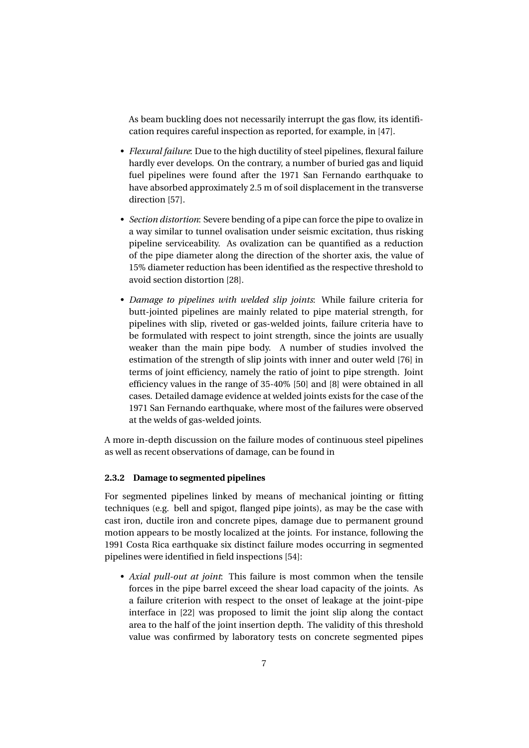As beam buckling does not necessarily interrupt the gas flow, its identification requires careful inspection as reported, for example, in [47].

- *Flexural failure*: Due to the high ductility of steel pipelines, flexural failure hardly ever develops. On the contrary, a number of buried gas and liquid fuel pipelines were found after the 1971 San Fernando earthquake to have absorbed approximately 2.5 m of soil displacement in the transverse direction [57].
- *Section distortion*: Severe bending of a pipe can force the pipe to ovalize in a way similar to tunnel ovalisation under seismic excitation, thus risking pipeline serviceability. As ovalization can be quantified as a reduction of the pipe diameter along the direction of the shorter axis, the value of 15% diameter reduction has been identified as the respective threshold to avoid section distortion [28].
- *Damage to pipelines with welded slip joints*: While failure criteria for butt-jointed pipelines are mainly related to pipe material strength, for pipelines with slip, riveted or gas-welded joints, failure criteria have to be formulated with respect to joint strength, since the joints are usually weaker than the main pipe body. A number of studies involved the estimation of the strength of slip joints with inner and outer weld [76] in terms of joint efficiency, namely the ratio of joint to pipe strength. Joint efficiency values in the range of 35-40% [50] and [8] were obtained in all cases. Detailed damage evidence at welded joints exists for the case of the 1971 San Fernando earthquake, where most of the failures were observed at the welds of gas-welded joints.

A more in-depth discussion on the failure modes of continuous steel pipelines as well as recent observations of damage, can be found in

### 2.3.2 Damage to segmented pipelines

For segmented pipelines linked by means of mechanical jointing or fitting techniques (e.g. bell and spigot, flanged pipe joints), as may be the case with cast iron, ductile iron and concrete pipes, damage due to permanent ground motion appears to be mostly localized at the joints. For instance, following the 1991 Costa Rica earthquake six distinct failure modes occurring in segmented pipelines were identified in field inspections [54]:

- *Axial pull-out at joint*: This failure is most common when the tensile forces in the pipe barrel exceed the shear load capacity of the joints. As a failure criterion with respect to the onset of leakage at the joint-pipe interface in [22] was proposed to limit the joint slip along the contact area to the half of the joint insertion depth. The validity of this threshold value was confirmed by laboratory tests on concrete segmented pipes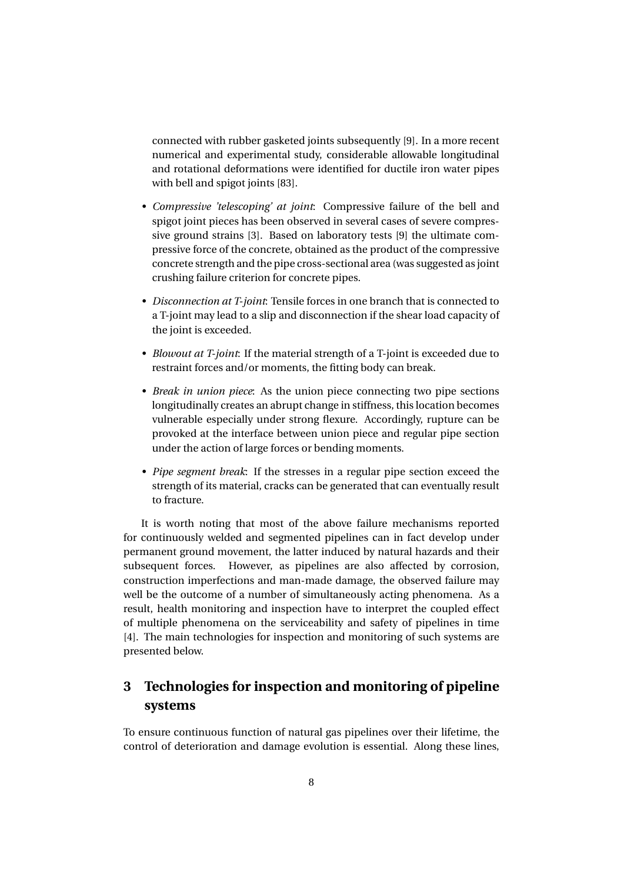connected with rubber gasketed joints subsequently [9]. In a more recent numerical and experimental study, considerable allowable longitudinal and rotational deformations were identified for ductile iron water pipes with bell and spigot joints [83].

- *Compressive 'telescoping' at joint*: Compressive failure of the bell and spigot joint pieces has been observed in several cases of severe compressive ground strains [3]. Based on laboratory tests [9] the ultimate compressive force of the concrete, obtained as the product of the compressive concrete strength and the pipe cross-sectional area (was suggested as joint crushing failure criterion for concrete pipes.
- *Disconnection at T-joint*: Tensile forces in one branch that is connected to a T-joint may lead to a slip and disconnection if the shear load capacity of the joint is exceeded.
- *Blowout at T-joint*: If the material strength of a T-joint is exceeded due to restraint forces and/or moments, the fitting body can break.
- *Break in union piece*: As the union piece connecting two pipe sections longitudinally creates an abrupt change in stiffness, this location becomes vulnerable especially under strong flexure. Accordingly, rupture can be provoked at the interface between union piece and regular pipe section under the action of large forces or bending moments.
- *Pipe segment break*: If the stresses in a regular pipe section exceed the strength of its material, cracks can be generated that can eventually result to fracture.

It is worth noting that most of the above failure mechanisms reported for continuously welded and segmented pipelines can in fact develop under permanent ground movement, the latter induced by natural hazards and their subsequent forces. However, as pipelines are also affected by corrosion, construction imperfections and man-made damage, the observed failure may well be the outcome of a number of simultaneously acting phenomena. As a result, health monitoring and inspection have to interpret the coupled effect of multiple phenomena on the serviceability and safety of pipelines in time [4]. The main technologies for inspection and monitoring of such systems are presented below.

## 3 Technologies for inspection and monitoring of pipeline systems

To ensure continuous function of natural gas pipelines over their lifetime, the control of deterioration and damage evolution is essential. Along these lines,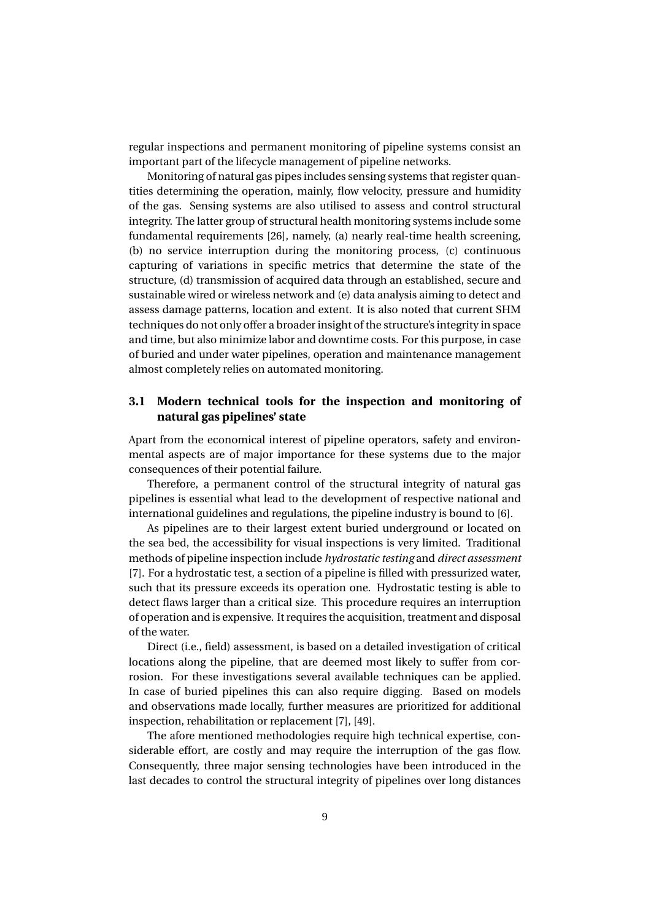regular inspections and permanent monitoring of pipeline systems consist an important part of the lifecycle management of pipeline networks.

Monitoring of natural gas pipes includes sensing systems that register quantities determining the operation, mainly, flow velocity, pressure and humidity of the gas. Sensing systems are also utilised to assess and control structural integrity. The latter group of structural health monitoring systems include some fundamental requirements [26], namely, (a) nearly real-time health screening, (b) no service interruption during the monitoring process, (c) continuous capturing of variations in specific metrics that determine the state of the structure, (d) transmission of acquired data through an established, secure and sustainable wired or wireless network and (e) data analysis aiming to detect and assess damage patterns, location and extent. It is also noted that current SHM techniques do not only offer a broader insight of the structure's integrity in space and time, but also minimize labor and downtime costs. For this purpose, in case of buried and under water pipelines, operation and maintenance management almost completely relies on automated monitoring.

### 3.1 Modern technical tools for the inspection and monitoring of natural gas pipelines' state

Apart from the economical interest of pipeline operators, safety and environmental aspects are of major importance for these systems due to the major consequences of their potential failure.

Therefore, a permanent control of the structural integrity of natural gas pipelines is essential what lead to the development of respective national and international guidelines and regulations, the pipeline industry is bound to [6].

As pipelines are to their largest extent buried underground or located on the sea bed, the accessibility for visual inspections is very limited. Traditional methods of pipeline inspection include *hydrostatic testing* and *direct assessment* [7]. For a hydrostatic test, a section of a pipeline is filled with pressurized water, such that its pressure exceeds its operation one. Hydrostatic testing is able to detect flaws larger than a critical size. This procedure requires an interruption of operation and is expensive. It requires the acquisition, treatment and disposal of the water.

Direct (i.e., field) assessment, is based on a detailed investigation of critical locations along the pipeline, that are deemed most likely to suffer from corrosion. For these investigations several available techniques can be applied. In case of buried pipelines this can also require digging. Based on models and observations made locally, further measures are prioritized for additional inspection, rehabilitation or replacement [7], [49].

The afore mentioned methodologies require high technical expertise, considerable effort, are costly and may require the interruption of the gas flow. Consequently, three major sensing technologies have been introduced in the last decades to control the structural integrity of pipelines over long distances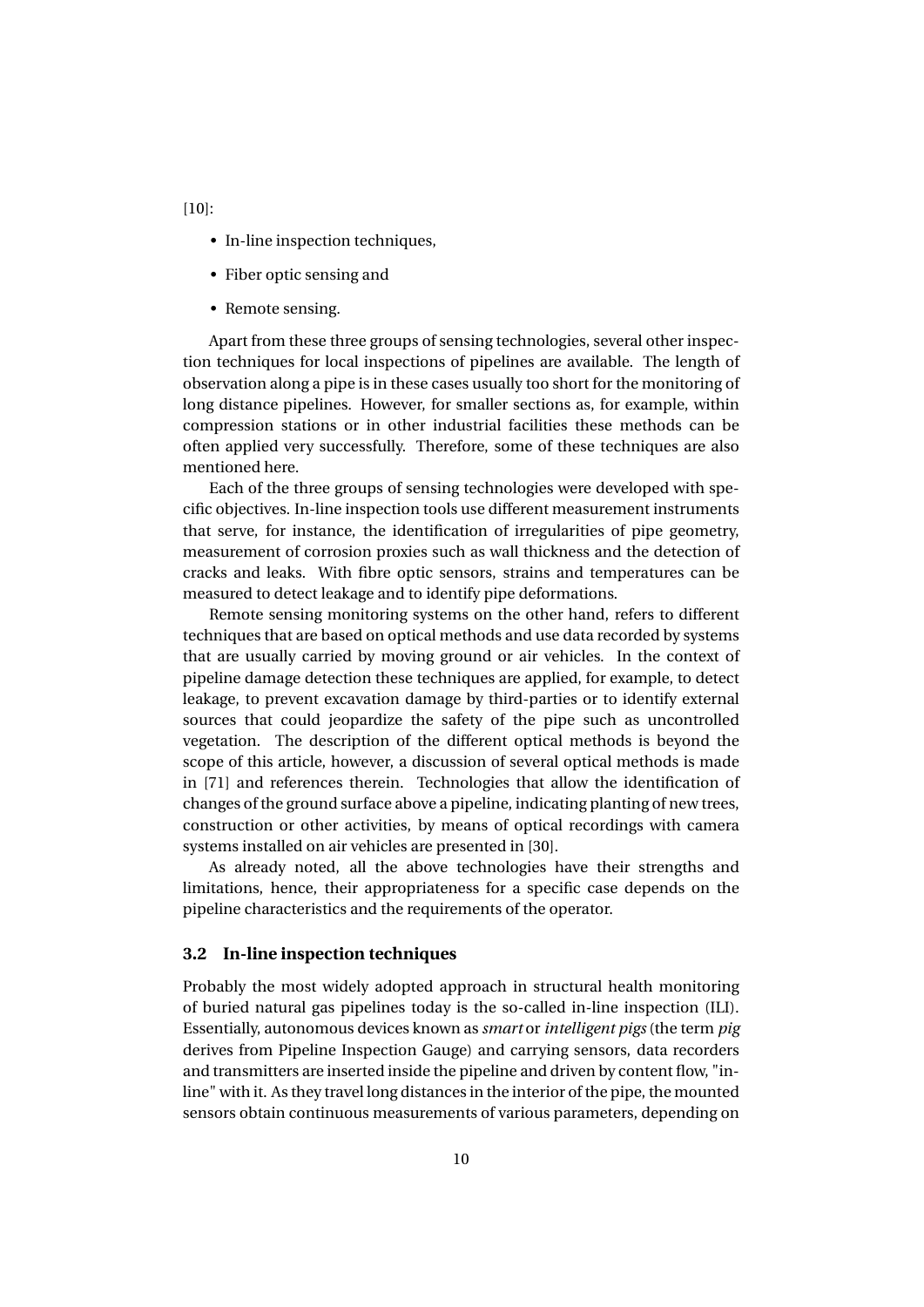[10]:

- In-line inspection techniques,
- Fiber optic sensing and
- Remote sensing.

Apart from these three groups of sensing technologies, several other inspection techniques for local inspections of pipelines are available. The length of observation along a pipe is in these cases usually too short for the monitoring of long distance pipelines. However, for smaller sections as, for example, within compression stations or in other industrial facilities these methods can be often applied very successfully. Therefore, some of these techniques are also mentioned here.

Each of the three groups of sensing technologies were developed with specific objectives. In-line inspection tools use different measurement instruments that serve, for instance, the identification of irregularities of pipe geometry, measurement of corrosion proxies such as wall thickness and the detection of cracks and leaks. With fibre optic sensors, strains and temperatures can be measured to detect leakage and to identify pipe deformations.

Remote sensing monitoring systems on the other hand, refers to different techniques that are based on optical methods and use data recorded by systems that are usually carried by moving ground or air vehicles. In the context of pipeline damage detection these techniques are applied, for example, to detect leakage, to prevent excavation damage by third-parties or to identify external sources that could jeopardize the safety of the pipe such as uncontrolled vegetation. The description of the different optical methods is beyond the scope of this article, however, a discussion of several optical methods is made in [71] and references therein. Technologies that allow the identification of changes of the ground surface above a pipeline, indicating planting of new trees, construction or other activities, by means of optical recordings with camera systems installed on air vehicles are presented in [30].

As already noted, all the above technologies have their strengths and limitations, hence, their appropriateness for a specific case depends on the pipeline characteristics and the requirements of the operator.

### 3.2 In-line inspection techniques

Probably the most widely adopted approach in structural health monitoring of buried natural gas pipelines today is the so-called in-line inspection (ILI). Essentially, autonomous devices known as *smart* or *intelligent pigs* (the term *pig* derives from Pipeline Inspection Gauge) and carrying sensors, data recorders and transmitters are inserted inside the pipeline and driven by content flow, "in-line" with it. As they travel long distances in the interior of the pipe, the mounted sensors obtain continuous measurements of various parameters, depending on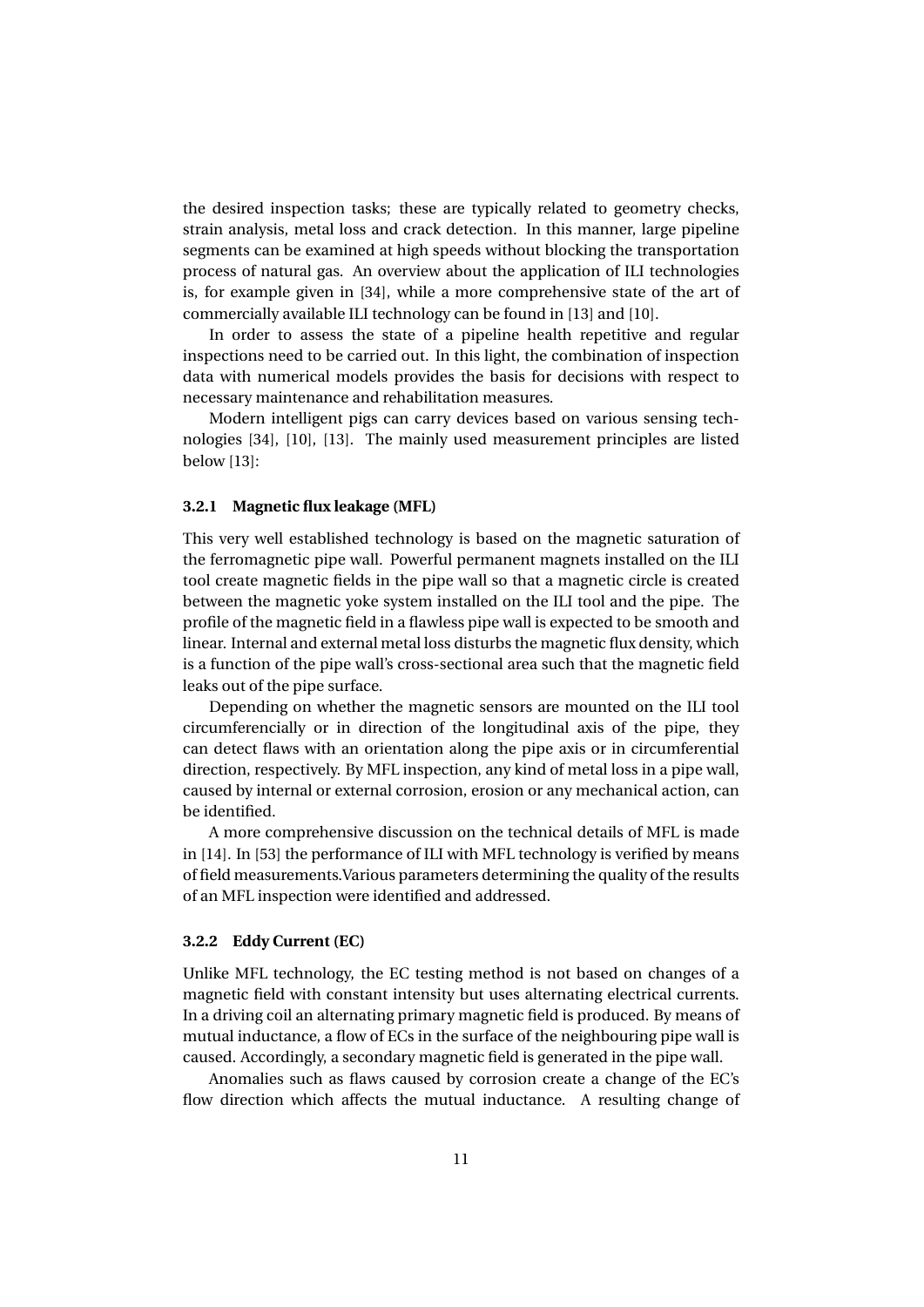the desired inspection tasks; these are typically related to geometry checks, strain analysis, metal loss and crack detection. In this manner, large pipeline segments can be examined at high speeds without blocking the transportation process of natural gas. An overview about the application of ILI technologies is, for example given in [34], while a more comprehensive state of the art of commercially available ILI technology can be found in [13] and [10].

In order to assess the state of a pipeline health repetitive and regular inspections need to be carried out. In this light, the combination of inspection data with numerical models provides the basis for decisions with respect to necessary maintenance and rehabilitation measures.

Modern intelligent pigs can carry devices based on various sensing technologies [34], [10], [13]. The mainly used measurement principles are listed below [13]:

### 3.2.1 Magnetic flux leakage (MFL)

This very well established technology is based on the magnetic saturation of the ferromagnetic pipe wall. Powerful permanent magnets installed on the ILI tool create magnetic fields in the pipe wall so that a magnetic circle is created between the magnetic yoke system installed on the ILI tool and the pipe. The profile of the magnetic field in a flawless pipe wall is expected to be smooth and linear. Internal and external metal loss disturbs the magnetic flux density, which is a function of the pipe wall's cross-sectional area such that the magnetic field leaks out of the pipe surface.

Depending on whether the magnetic sensors are mounted on the ILI tool circumferencially or in direction of the longitudinal axis of the pipe, they can detect flaws with an orientation along the pipe axis or in circumferential direction, respectively. By MFL inspection, any kind of metal loss in a pipe wall, caused by internal or external corrosion, erosion or any mechanical action, can be identified.

A more comprehensive discussion on the technical details of MFL is made in [14]. In [53] the performance of ILI with MFL technology is verified by means of field measurements.Various parameters determining the quality of the results of an MFL inspection were identified and addressed.

### 3.2.2 Eddy Current (EC)

Unlike MFL technology, the EC testing method is not based on changes of a magnetic field with constant intensity but uses alternating electrical currents. In a driving coil an alternating primary magnetic field is produced. By means of mutual inductance, a flow of ECs in the surface of the neighbouring pipe wall is caused. Accordingly, a secondary magnetic field is generated in the pipe wall.

Anomalies such as flaws caused by corrosion create a change of the EC's flow direction which affects the mutual inductance. A resulting change of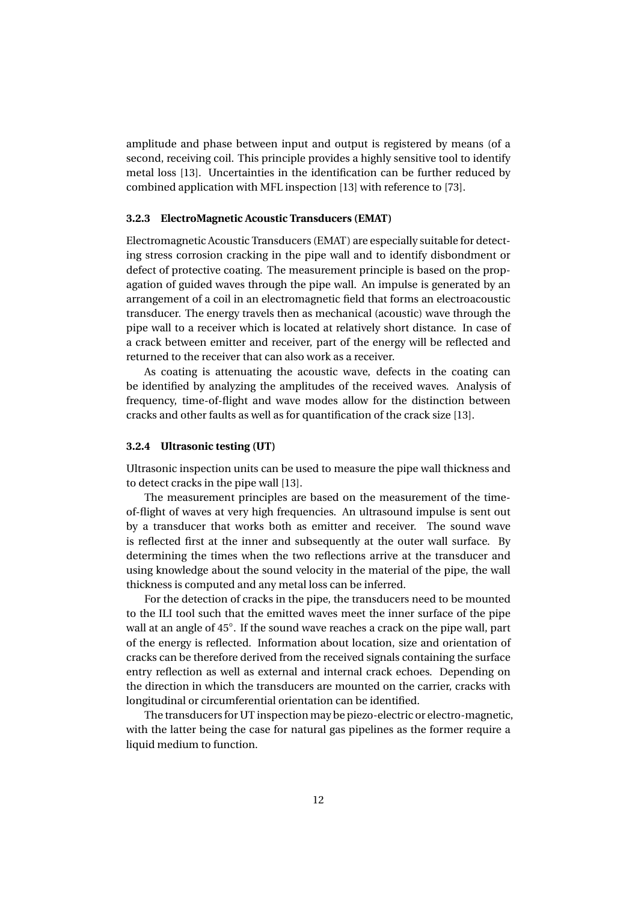amplitude and phase between input and output is registered by means (of a second, receiving coil. This principle provides a highly sensitive tool to identify metal loss [13]. Uncertainties in the identification can be further reduced by combined application with MFL inspection [13] with reference to [73].

### 3.2.3 ElectroMagnetic Acoustic Transducers (EMAT)

Electromagnetic Acoustic Transducers (EMAT) are especially suitable for detecting stress corrosion cracking in the pipe wall and to identify disbondment or defect of protective coating. The measurement principle is based on the propagation of guided waves through the pipe wall. An impulse is generated by an arrangement of a coil in an electromagnetic field that forms an electroacoustic transducer. The energy travels then as mechanical (acoustic) wave through the pipe wall to a receiver which is located at relatively short distance. In case of a crack between emitter and receiver, part of the energy will be reflected and returned to the receiver that can also work as a receiver.

As coating is attenuating the acoustic wave, defects in the coating can be identified by analyzing the amplitudes of the received waves. Analysis of frequency, time-of-flight and wave modes allow for the distinction between cracks and other faults as well as for quantification of the crack size [13].

### 3.2.4 Ultrasonic testing (UT)

Ultrasonic inspection units can be used to measure the pipe wall thickness and to detect cracks in the pipe wall [13].

The measurement principles are based on the measurement of the time-of-flight of waves at very high frequencies. An ultrasound impulse is sent out by a transducer that works both as emitter and receiver. The sound wave is reflected first at the inner and subsequently at the outer wall surface. By determining the times when the two reflections arrive at the transducer and using knowledge about the sound velocity in the material of the pipe, the wall thickness is computed and any metal loss can be inferred.

For the detection of cracks in the pipe, the transducers need to be mounted to the ILI tool such that the emitted waves meet the inner surface of the pipe wall at an angle of 45°. If the sound wave reaches a crack on the pipe wall, part of the energy is reflected. Information about location, size and orientation of cracks can be therefore derived from the received signals containing the surface entry reflection as well as external and internal crack echoes. Depending on the direction in which the transducers are mounted on the carrier, cracks with longitudinal or circumferential orientation can be identified.

The transducers for UT inspection may be piezo-electric or electro-magnetic, with the latter being the case for natural gas pipelines as the former require a liquid medium to function.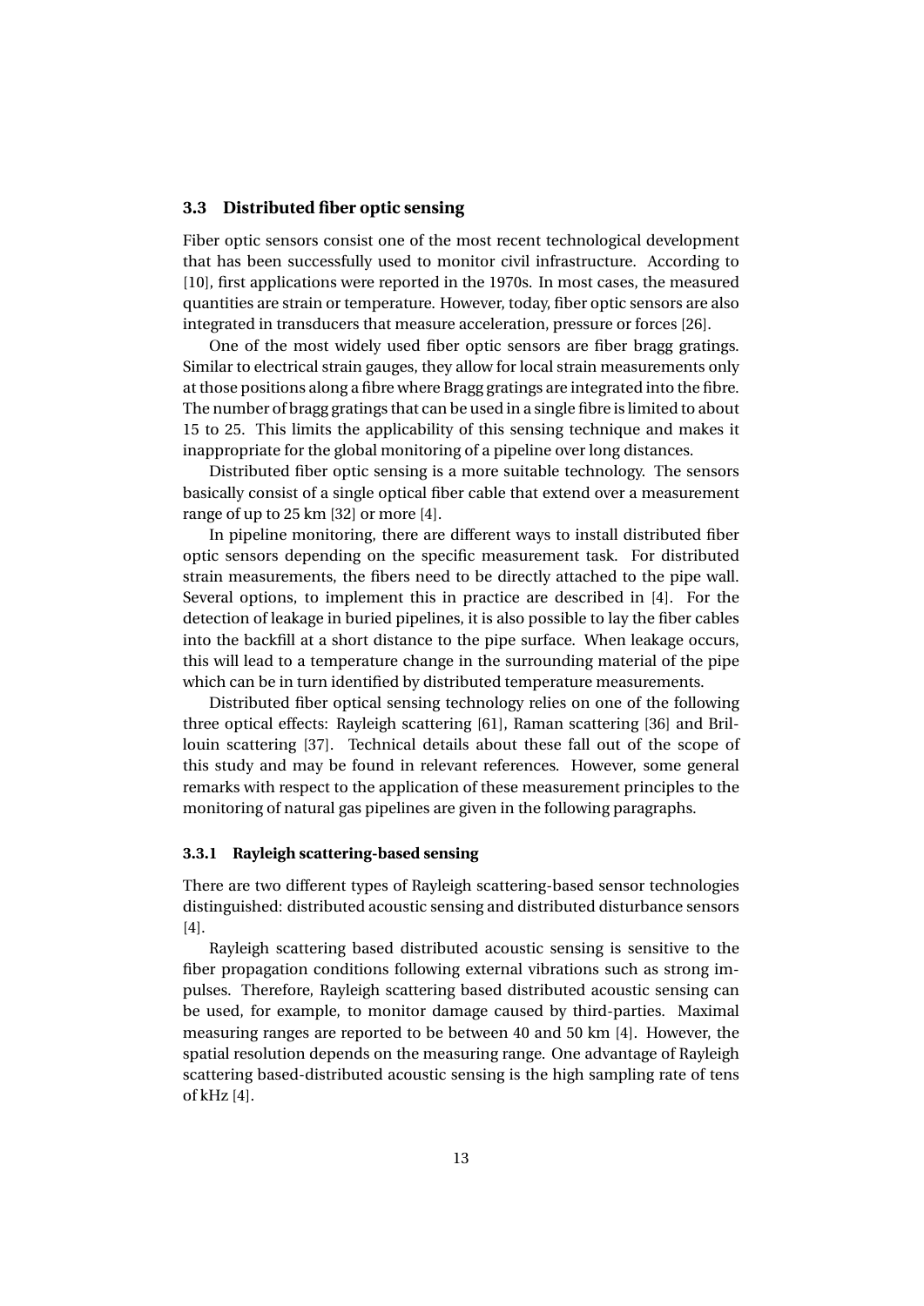## 3.3 Distributed fiber optic sensing

Fiber optic sensors consist one of the most recent technological development that has been successfully used to monitor civil infrastructure. According to [10], first applications were reported in the 1970s. In most cases, the measured quantities are strain or temperature. However, today, fiber optic sensors are also integrated in transducers that measure acceleration, pressure or forces [26].

One of the most widely used fiber optic sensors are fiber bragg gratings. Similar to electrical strain gauges, they allow for local strain measurements only at those positions along a fibre where Bragg gratings are integrated into the fibre. The number of bragg gratings that can be used in a single fibre is limited to about 15 to 25. This limits the applicability of this sensing technique and makes it inappropriate for the global monitoring of a pipeline over long distances.

Distributed fiber optic sensing is a more suitable technology. The sensors basically consist of a single optical fiber cable that extend over a measurement range of up to 25 km [32] or more [4].

In pipeline monitoring, there are different ways to install distributed fiber optic sensors depending on the specific measurement task. For distributed strain measurements, the fibers need to be directly attached to the pipe wall. Several options, to implement this in practice are described in [4]. For the detection of leakage in buried pipelines, it is also possible to lay the fiber cables into the backfill at a short distance to the pipe surface. When leakage occurs, this will lead to a temperature change in the surrounding material of the pipe which can be in turn identified by distributed temperature measurements.

Distributed fiber optical sensing technology relies on one of the following three optical effects: Rayleigh scattering [61], Raman scattering [36] and Brillouin scattering [37]. Technical details about these fall out of the scope of this study and may be found in relevant references. However, some general remarks with respect to the application of these measurement principles to the monitoring of natural gas pipelines are given in the following paragraphs.

### 3.3.1 Rayleigh scattering-based sensing

There are two different types of Rayleigh scattering-based sensor technologies distinguished: distributed acoustic sensing and distributed disturbance sensors [4].

Rayleigh scattering based distributed acoustic sensing is sensitive to the fiber propagation conditions following external vibrations such as strong impulses. Therefore, Rayleigh scattering based distributed acoustic sensing can be used, for example, to monitor damage caused by third-parties. Maximal measuring ranges are reported to be between 40 and 50 km [4]. However, the spatial resolution depends on the measuring range. One advantage of Rayleigh scattering based-distributed acoustic sensing is the high sampling rate of tens of kHz [4].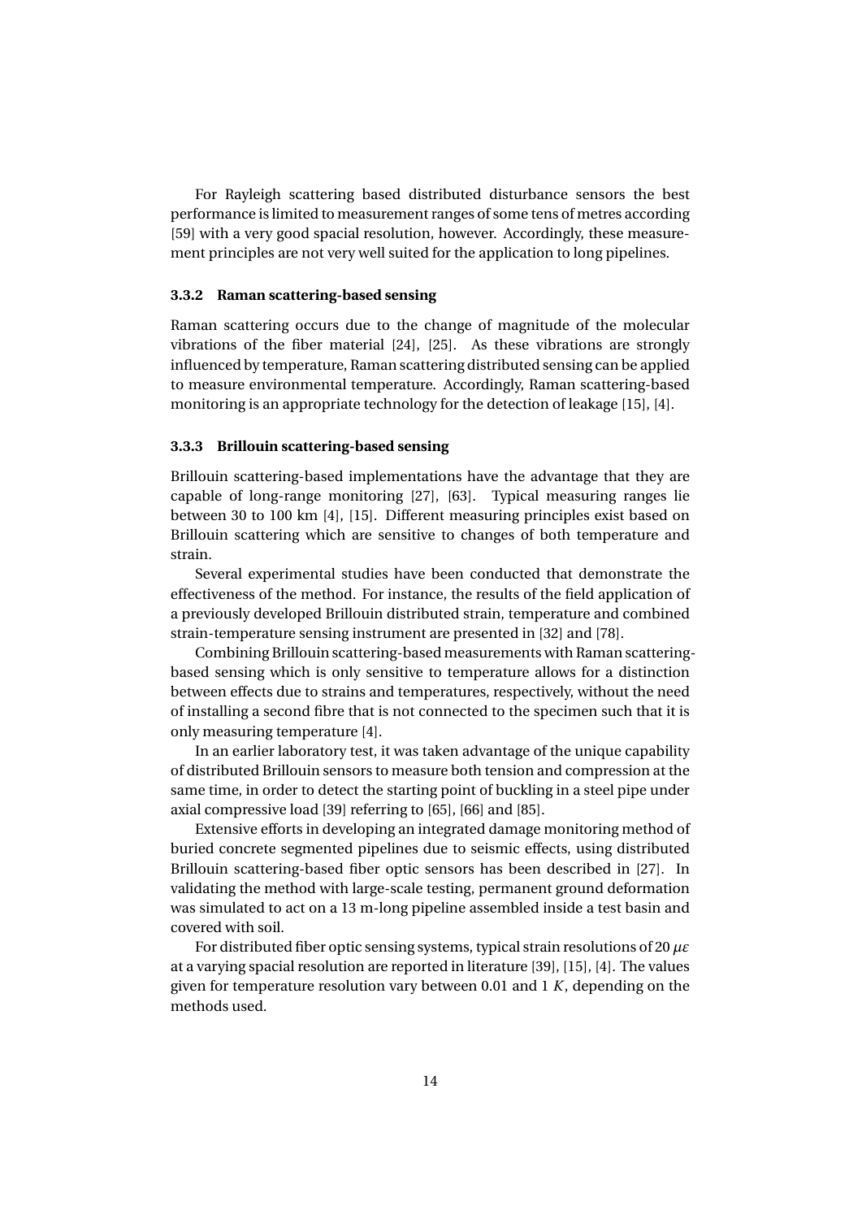For Rayleigh scattering based distributed disturbance sensors the best performance is limited to measurement ranges of some tens of metres according [59] with a very good spacial resolution, however. Accordingly, these measurement principles are not very well suited for the application to long pipelines.

### 3.3.2 Raman scattering-based sensing

Raman scattering occurs due to the change of magnitude of the molecular vibrations of the fiber material [24], [25]. As these vibrations are strongly influenced by temperature, Raman scattering distributed sensing can be applied to measure environmental temperature. Accordingly, Raman scattering-based monitoring is an appropriate technology for the detection of leakage [15], [4].

### 3.3.3 Brillouin scattering-based sensing

Brillouin scattering-based implementations have the advantage that they are capable of long-range monitoring [27], [63]. Typical measuring ranges lie between 30 to 100 km [4], [15]. Different measuring principles exist based on Brillouin scattering which are sensitive to changes of both temperature and strain.

Several experimental studies have been conducted that demonstrate the effectiveness of the method. For instance, the results of the field application of a previously developed Brillouin distributed strain, temperature and combined strain-temperature sensing instrument are presented in [32] and [78].

Combining Brillouin scattering-based measurements with Raman scattering-based sensing which is only sensitive to temperature allows for a distinction between effects due to strains and temperatures, respectively, without the need of installing a second fibre that is not connected to the specimen such that it is only measuring temperature [4].

In an earlier laboratory test, it was taken advantage of the unique capability of distributed Brillouin sensors to measure both tension and compression at the same time, in order to detect the starting point of buckling in a steel pipe under axial compressive load [39] referring to [65], [66] and [85].

Extensive efforts in developing an integrated damage monitoring method of buried concrete segmented pipelines due to seismic effects, using distributed Brillouin scattering-based fiber optic sensors has been described in [27]. In validating the method with large-scale testing, permanent ground deformation was simulated to act on a 13 m-long pipeline assembled inside a test basin and covered with soil.

For distributed fiber optic sensing systems, typical strain resolutions of 20 $\mu\varepsilon$ at a varying spacial resolution are reported in literature [39], [15], [4]. The values given for temperature resolution vary between 0.01 and 1 $K$, depending on the methods used.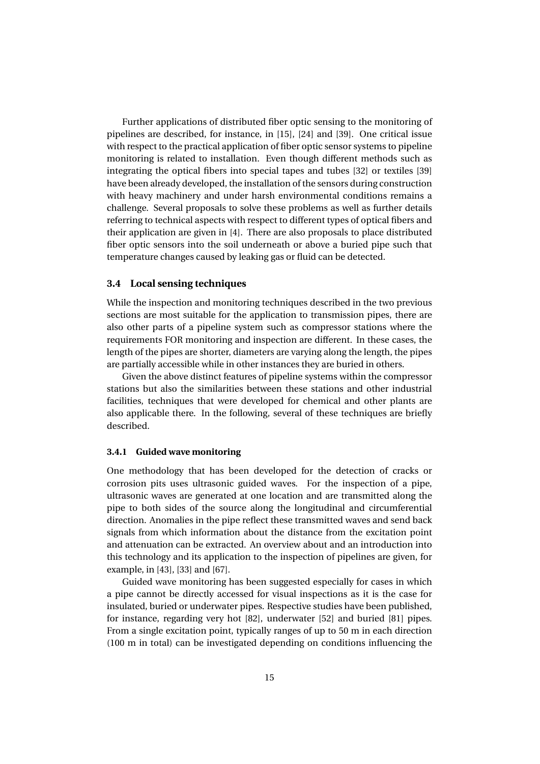Further applications of distributed fiber optic sensing to the monitoring of pipelines are described, for instance, in [15], [24] and [39]. One critical issue with respect to the practical application of fiber optic sensor systems to pipeline monitoring is related to installation. Even though different methods such as integrating the optical fibers into special tapes and tubes [32] or textiles [39] have been already developed, the installation of the sensors during construction with heavy machinery and under harsh environmental conditions remains a challenge. Several proposals to solve these problems as well as further details referring to technical aspects with respect to different types of optical fibers and their application are given in [4]. There are also proposals to place distributed fiber optic sensors into the soil underneath or above a buried pipe such that temperature changes caused by leaking gas or fluid can be detected.

### 3.4 Local sensing techniques

While the inspection and monitoring techniques described in the two previous sections are most suitable for the application to transmission pipes, there are also other parts of a pipeline system such as compressor stations where the requirements FOR monitoring and inspection are different. In these cases, the length of the pipes are shorter, diameters are varying along the length, the pipes are partially accessible while in other instances they are buried in others.

Given the above distinct features of pipeline systems within the compressor stations but also the similarities between these stations and other industrial facilities, techniques that were developed for chemical and other plants are also applicable there. In the following, several of these techniques are briefly described.

#### 3.4.1 Guided wave monitoring

One methodology that has been developed for the detection of cracks or corrosion pits uses ultrasonic guided waves. For the inspection of a pipe, ultrasonic waves are generated at one location and are transmitted along the pipe to both sides of the source along the longitudinal and circumferential direction. Anomalies in the pipe reflect these transmitted waves and send back signals from which information about the distance from the excitation point and attenuation can be extracted. An overview about and an introduction into this technology and its application to the inspection of pipelines are given, for example, in [43], [33] and [67].

Guided wave monitoring has been suggested especially for cases in which a pipe cannot be directly accessed for visual inspections as it is the case for insulated, buried or underwater pipes. Respective studies have been published, for instance, regarding very hot [82], underwater [52] and buried [81] pipes. From a single excitation point, typically ranges of up to 50 m in each direction (100 m in total) can be investigated depending on conditions influencing the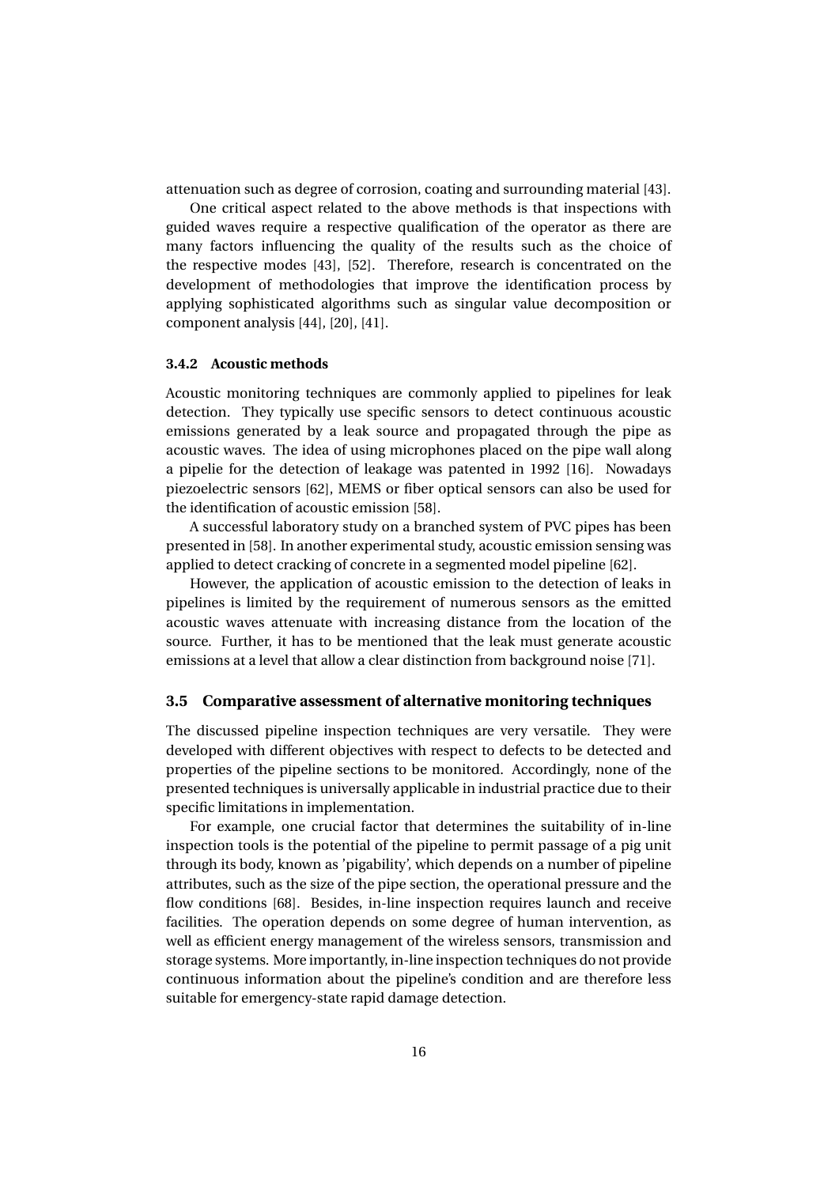attenuation such as degree of corrosion, coating and surrounding material [43].

One critical aspect related to the above methods is that inspections with guided waves require a respective qualification of the operator as there are many factors influencing the quality of the results such as the choice of the respective modes [43], [52]. Therefore, research is concentrated on the development of methodologies that improve the identification process by applying sophisticated algorithms such as singular value decomposition or component analysis [44], [20], [41].

### 3.4.2 Acoustic methods

Acoustic monitoring techniques are commonly applied to pipelines for leak detection. They typically use specific sensors to detect continuous acoustic emissions generated by a leak source and propagated through the pipe as acoustic waves. The idea of using microphones placed on the pipe wall along a pipelie for the detection of leakage was patented in 1992 [16]. Nowadays piezoelectric sensors [62], MEMS or fiber optical sensors can also be used for the identification of acoustic emission [58].

A successful laboratory study on a branched system of PVC pipes has been presented in [58]. In another experimental study, acoustic emission sensing was applied to detect cracking of concrete in a segmented model pipeline [62].

However, the application of acoustic emission to the detection of leaks in pipelines is limited by the requirement of numerous sensors as the emitted acoustic waves attenuate with increasing distance from the location of the source. Further, it has to be mentioned that the leak must generate acoustic emissions at a level that allow a clear distinction from background noise [71].

## 3.5 Comparative assessment of alternative monitoring techniques

The discussed pipeline inspection techniques are very versatile. They were developed with different objectives with respect to defects to be detected and properties of the pipeline sections to be monitored. Accordingly, none of the presented techniques is universally applicable in industrial practice due to their specific limitations in implementation.

For example, one crucial factor that determines the suitability of in-line inspection tools is the potential of the pipeline to permit passage of a pig unit through its body, known as 'pigability', which depends on a number of pipeline attributes, such as the size of the pipe section, the operational pressure and the flow conditions [68]. Besides, in-line inspection requires launch and receive facilities. The operation depends on some degree of human intervention, as well as efficient energy management of the wireless sensors, transmission and storage systems. More importantly, in-line inspection techniques do not provide continuous information about the pipeline's condition and are therefore less suitable for emergency-state rapid damage detection.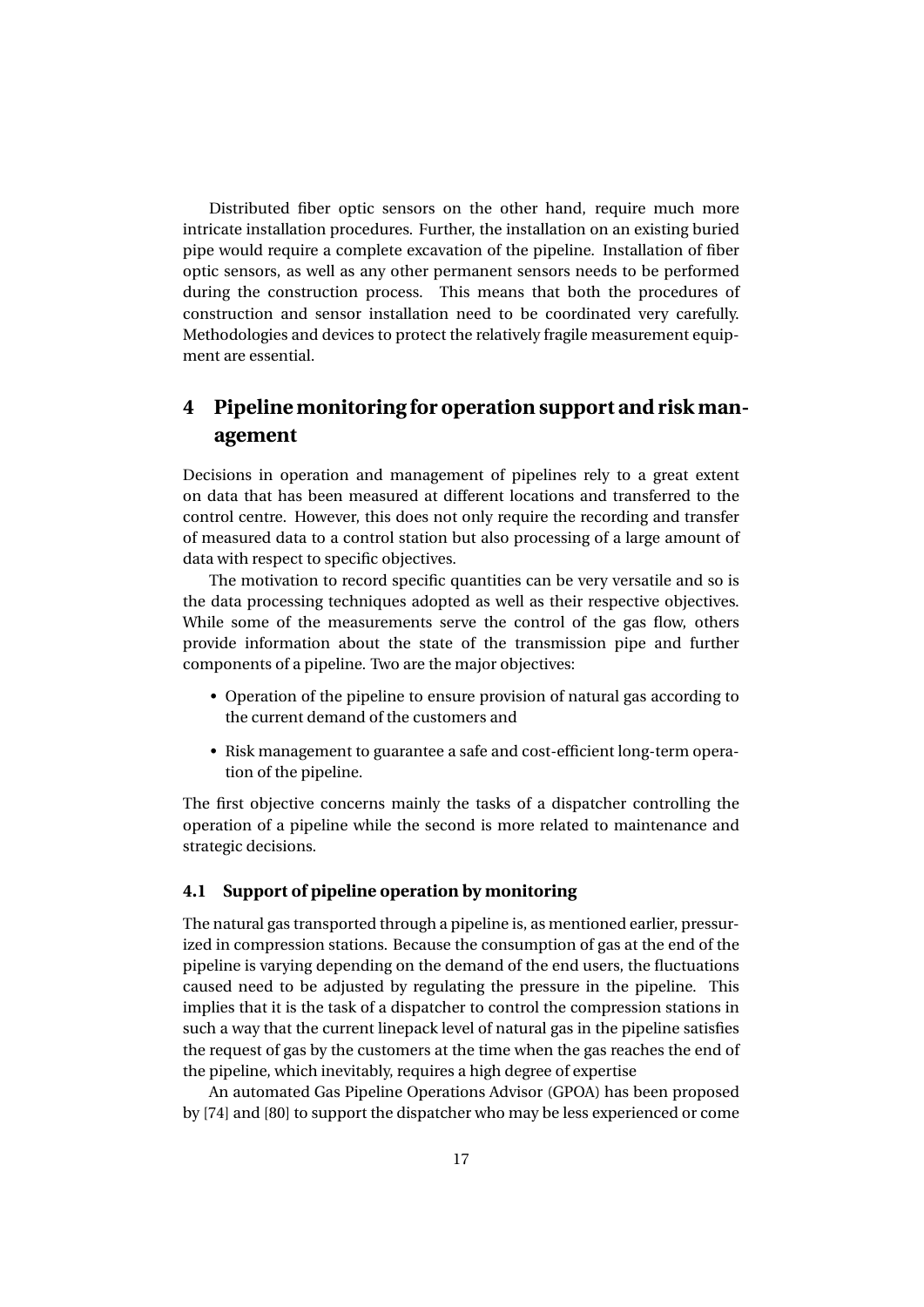Distributed fiber optic sensors on the other hand, require much more intricate installation procedures. Further, the installation on an existing buried pipe would require a complete excavation of the pipeline. Installation of fiber optic sensors, as well as any other permanent sensors needs to be performed during the construction process. This means that both the procedures of construction and sensor installation need to be coordinated very carefully. Methodologies and devices to protect the relatively fragile measurement equipment are essential.

## 4 Pipeline monitoring for operation support and risk management

Decisions in operation and management of pipelines rely to a great extent on data that has been measured at different locations and transferred to the control centre. However, this does not only require the recording and transfer of measured data to a control station but also processing of a large amount of data with respect to specific objectives.

The motivation to record specific quantities can be very versatile and so is the data processing techniques adopted as well as their respective objectives. While some of the measurements serve the control of the gas flow, others provide information about the state of the transmission pipe and further components of a pipeline. Two are the major objectives:

- Operation of the pipeline to ensure provision of natural gas according to the current demand of the customers and
- Risk management to guarantee a safe and cost-efficient long-term operation of the pipeline.

The first objective concerns mainly the tasks of a dispatcher controlling the operation of a pipeline while the second is more related to maintenance and strategic decisions.

### 4.1 Support of pipeline operation by monitoring

The natural gas transported through a pipeline is, as mentioned earlier, pressurized in compression stations. Because the consumption of gas at the end of the pipeline is varying depending on the demand of the end users, the fluctuations caused need to be adjusted by regulating the pressure in the pipeline. This implies that it is the task of a dispatcher to control the compression stations in such a way that the current linepack level of natural gas in the pipeline satisfies the request of gas by the customers at the time when the gas reaches the end of the pipeline, which inevitably, requires a high degree of expertise

An automated Gas Pipeline Operations Advisor (GPOA) has been proposed by [74] and [80] to support the dispatcher who may be less experienced or come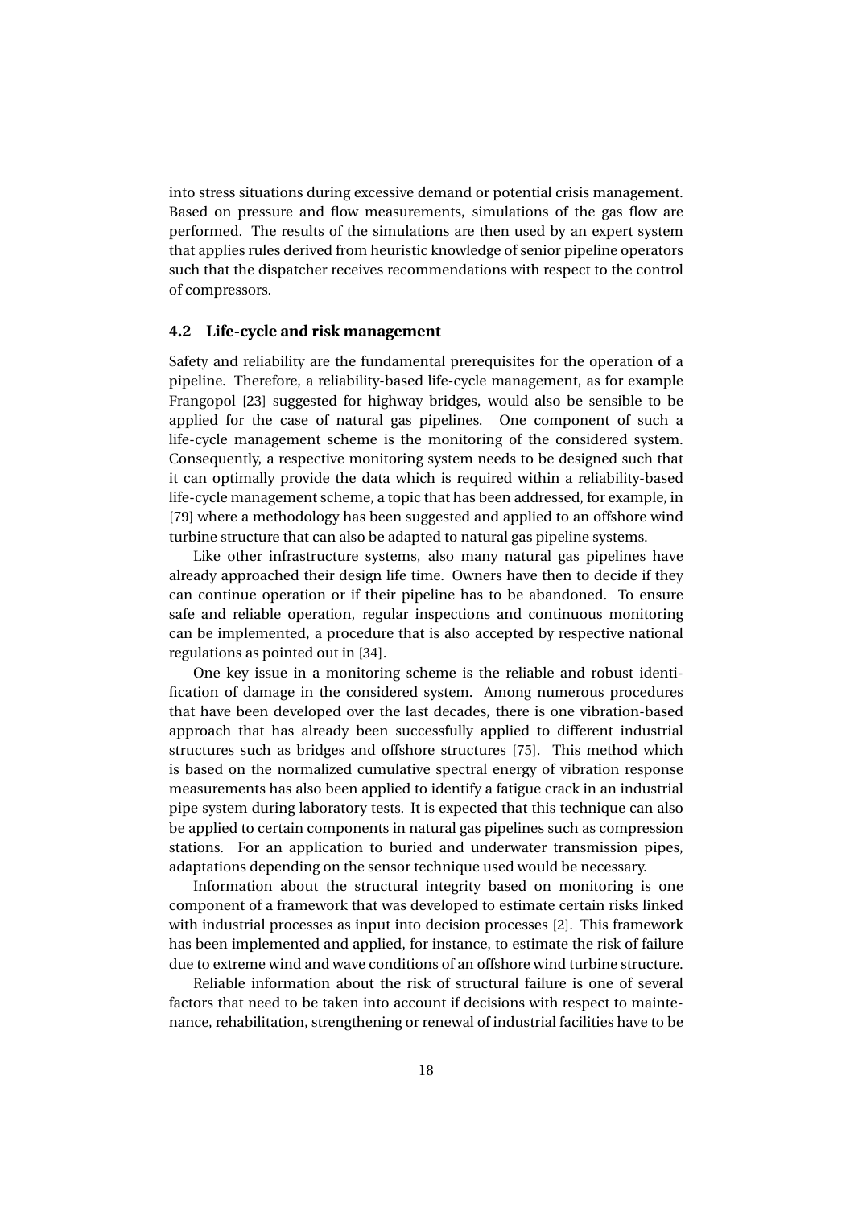into stress situations during excessive demand or potential crisis management. Based on pressure and flow measurements, simulations of the gas flow are performed. The results of the simulations are then used by an expert system that applies rules derived from heuristic knowledge of senior pipeline operators such that the dispatcher receives recommendations with respect to the control of compressors.

### 4.2 Life-cycle and risk management

Safety and reliability are the fundamental prerequisites for the operation of a pipeline. Therefore, a reliability-based life-cycle management, as for example Frangopol [23] suggested for highway bridges, would also be sensible to be applied for the case of natural gas pipelines. One component of such a life-cycle management scheme is the monitoring of the considered system. Consequently, a respective monitoring system needs to be designed such that it can optimally provide the data which is required within a reliability-based life-cycle management scheme, a topic that has been addressed, for example, in [79] where a methodology has been suggested and applied to an offshore wind turbine structure that can also be adapted to natural gas pipeline systems.

Like other infrastructure systems, also many natural gas pipelines have already approached their design life time. Owners have then to decide if they can continue operation or if their pipeline has to be abandoned. To ensure safe and reliable operation, regular inspections and continuous monitoring can be implemented, a procedure that is also accepted by respective national regulations as pointed out in [34].

One key issue in a monitoring scheme is the reliable and robust identification of damage in the considered system. Among numerous procedures that have been developed over the last decades, there is one vibration-based approach that has already been successfully applied to different industrial structures such as bridges and offshore structures [75]. This method which is based on the normalized cumulative spectral energy of vibration response measurements has also been applied to identify a fatigue crack in an industrial pipe system during laboratory tests. It is expected that this technique can also be applied to certain components in natural gas pipelines such as compression stations. For an application to buried and underwater transmission pipes, adaptations depending on the sensor technique used would be necessary.

Information about the structural integrity based on monitoring is one component of a framework that was developed to estimate certain risks linked with industrial processes as input into decision processes [2]. This framework has been implemented and applied, for instance, to estimate the risk of failure due to extreme wind and wave conditions of an offshore wind turbine structure.

Reliable information about the risk of structural failure is one of several factors that need to be taken into account if decisions with respect to maintenance, rehabilitation, strengthening or renewal of industrial facilities have to be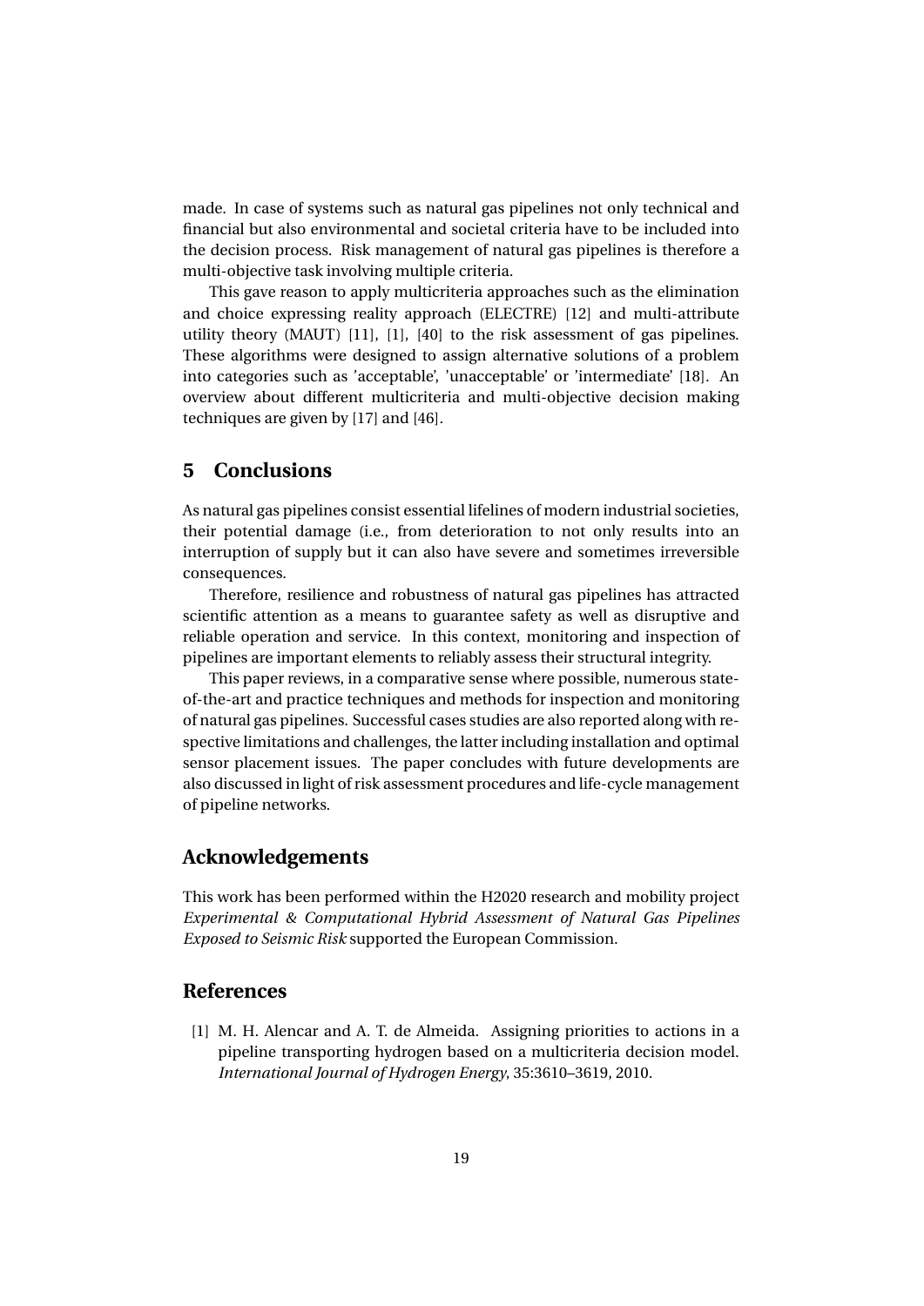made. In case of systems such as natural gas pipelines not only technical and financial but also environmental and societal criteria have to be included into the decision process. Risk management of natural gas pipelines is therefore a multi-objective task involving multiple criteria.

This gave reason to apply multicriteria approaches such as the elimination and choice expressing reality approach (ELECTRE) [12] and multi-attribute utility theory (MAUT) [11], [1], [40] to the risk assessment of gas pipelines. These algorithms were designed to assign alternative solutions of a problem into categories such as 'acceptable', 'unacceptable' or 'intermediate' [18]. An overview about different multicriteria and multi-objective decision making techniques are given by [17] and [46].

## 5 Conclusions

As natural gas pipelines consist essential lifelines of modern industrial societies, their potential damage (i.e., from deterioration to not only results into an interruption of supply but it can also have severe and sometimes irreversible consequences.

Therefore, resilience and robustness of natural gas pipelines has attracted scientific attention as a means to guarantee safety as well as disruptive and reliable operation and service. In this context, monitoring and inspection of pipelines are important elements to reliably assess their structural integrity.

This paper reviews, in a comparative sense where possible, numerous state-of-the-art and practice techniques and methods for inspection and monitoring of natural gas pipelines. Successful cases studies are also reported along with respective limitations and challenges, the latter including installation and optimal sensor placement issues. The paper concludes with future developments are also discussed in light of risk assessment procedures and life-cycle management of pipeline networks.

## Acknowledgements

This work has been performed within the H2020 research and mobility project *Experimental & Computational Hybrid Assessment of Natural Gas Pipelines Exposed to Seismic Risk* supported the European Commission.

## References

[1] M. H. Alencar and A. T. de Almeida. Assigning priorities to actions in a pipeline transporting hydrogen based on a multicriteria decision model. *International Journal of Hydrogen Energy*, 35:3610–3619, 2010.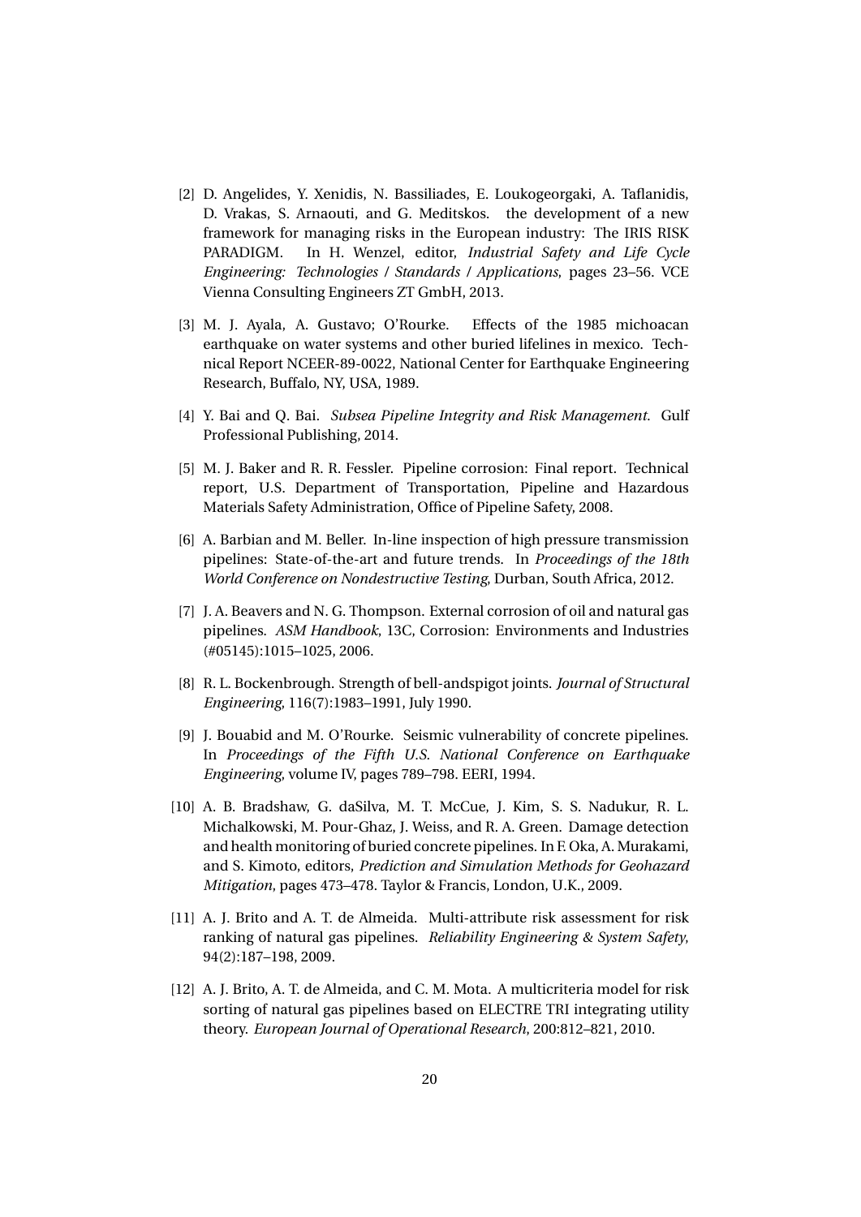[2] D. Angelides, Y. Xenidis, N. Bassiliades, E. Loukogeorgaki, A. Taflanidis, D. Vrakas, S. Arnaouti, and G. Meditskos. the development of a new framework for managing risks in the European industry: The IRIS RISK PARADIGM. In H. Wenzel, editor, *Industrial Safety and Life Cycle Engineering: Technologies / Standards / Applications*, pages 23–56. VCE Vienna Consulting Engineers ZT GmbH, 2013.

[3] M. J. Ayala, A. Gustavo; O'Rourke. Effects of the 1985 michoacan earthquake on water systems and other buried lifelines in mexico. Technical Report NCEER-89-0022, National Center for Earthquake Engineering Research, Buffalo, NY, USA, 1989.

[4] Y. Bai and Q. Bai. *Subsea Pipeline Integrity and Risk Management*. Gulf Professional Publishing, 2014.

[5] M. J. Baker and R. R. Fessler. Pipeline corrosion: Final report. Technical report, U.S. Department of Transportation, Pipeline and Hazardous Materials Safety Administration, Office of Pipeline Safety, 2008.

[6] A. Barbian and M. Beller. In-line inspection of high pressure transmission pipelines: State-of-the-art and future trends. In *Proceedings of the 18th World Conference on Nondestructive Testing*, Durban, South Africa, 2012.

[7] J. A. Beavers and N. G. Thompson. External corrosion of oil and natural gas pipelines. *ASM Handbook*, 13C, Corrosion: Environments and Industries (#05145):1015–1025, 2006.

[8] R. L. Bockenbrough. Strength of bell-andspigot joints. *Journal of Structural Engineering*, 116(7):1983–1991, July 1990.

[9] J. Bouabid and M. O'Rourke. Seismic vulnerability of concrete pipelines. In *Proceedings of the Fifth U.S. National Conference on Earthquake Engineering*, volume IV, pages 789–798. EERI, 1994.

[10] A. B. Bradshaw, G. daSilva, M. T. McCue, J. Kim, S. S. Nadukur, R. L. Michalkowski, M. Pour-Ghaz, J. Weiss, and R. A. Green. Damage detection and health monitoring of buried concrete pipelines. In F. Oka, A. Murakami, and S. Kimoto, editors, *Prediction and Simulation Methods for Geohazard Mitigation*, pages 473–478. Taylor & Francis, London, U.K., 2009.

[11] A. J. Brito and A. T. de Almeida. Multi-attribute risk assessment for risk ranking of natural gas pipelines. *Reliability Engineering & System Safety*, 94(2):187–198, 2009.

[12] A. J. Brito, A. T. de Almeida, and C. M. Mota. A multicriteria model for risk sorting of natural gas pipelines based on ELECTRE TRI integrating utility theory. *European Journal of Operational Research*, 200:812–821, 2010.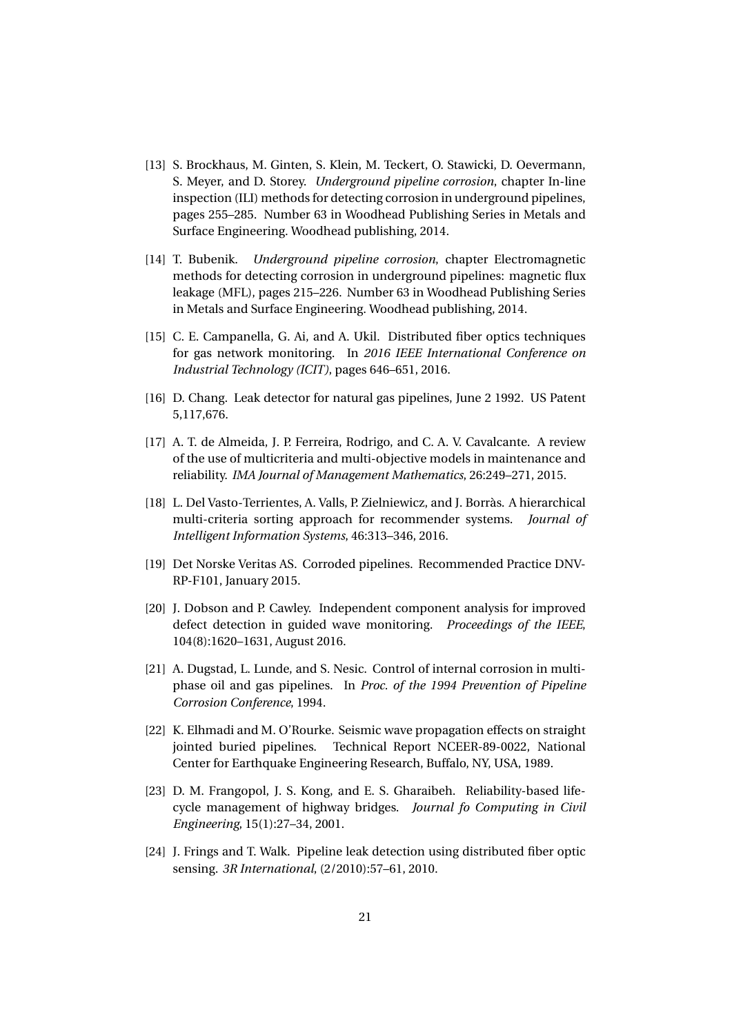[13] S. Brockhaus, M. Ginten, S. Klein, M. Teckert, O. Stawicki, D. Oevermann, S. Meyer, and D. Storey. *Underground pipeline corrosion*, chapter In-line inspection (ILI) methods for detecting corrosion in underground pipelines, pages 255–285. Number 63 in Woodhead Publishing Series in Metals and Surface Engineering. Woodhead publishing, 2014.

[14] T. Bubenik. *Underground pipeline corrosion*, chapter Electromagnetic methods for detecting corrosion in underground pipelines: magnetic flux leakage (MFL), pages 215–226. Number 63 in Woodhead Publishing Series in Metals and Surface Engineering. Woodhead publishing, 2014.

[15] C. E. Campanella, G. Ai, and A. Ukil. Distributed fiber optics techniques for gas network monitoring. In *2016 IEEE International Conference on Industrial Technology (ICIT)*, pages 646–651, 2016.

[16] D. Chang. Leak detector for natural gas pipelines, June 2 1992. US Patent 5,117,676.

[17] A. T. de Almeida, J. P. Ferreira, Rodrigo, and C. A. V. Cavalcante. A review of the use of multicriteria and multi-objective models in maintenance and reliability. *IMA Journal of Management Mathematics*, 26:249–271, 2015.

[18] L. Del Vasto-Terrientes, A. Valls, P. Zielniewicz, and J. Borràs. A hierarchical multi-criteria sorting approach for recommender systems. *Journal of Intelligent Information Systems*, 46:313–346, 2016.

[19] Det Norske Veritas AS. Corroded pipelines. Recommended Practice DNV-RP-F101, January 2015.

[20] J. Dobson and P. Cawley. Independent component analysis for improved defect detection in guided wave monitoring. *Proceedings of the IEEE*, 104(8):1620–1631, August 2016.

[21] A. Dugstad, L. Lunde, and S. Nesic. Control of internal corrosion in multi-phase oil and gas pipelines. In *Proc. of the 1994 Prevention of Pipeline Corrosion Conference*, 1994.

[22] K. Elhmadi and M. O'Rourke. Seismic wave propagation effects on straight jointed buried pipelines. Technical Report NCEER-89-0022, National Center for Earthquake Engineering Research, Buffalo, NY, USA, 1989.

[23] D. M. Frangopol, J. S. Kong, and E. S. Gharaibeh. Reliability-based life-cycle management of highway bridges. *Journal fo Computing in Civil Engineering*, 15(1):27–34, 2001.

[24] J. Frings and T. Walk. Pipeline leak detection using distributed fiber optic sensing. *3R International*, (2/2010):57–61, 2010.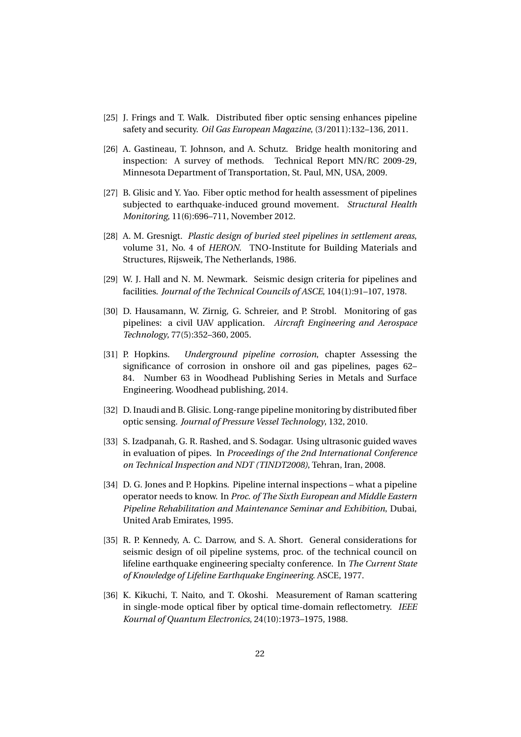[25] J. Frings and T. Walk. Distributed fiber optic sensing enhances pipeline safety and security. *Oil Gas European Magazine*, (3/2011):132–136, 2011.

[26] A. Gastineau, T. Johnson, and A. Schutz. Bridge health monitoring and inspection: A survey of methods. Technical Report MN/RC 2009-29, Minnesota Department of Transportation, St. Paul, MN, USA, 2009.

[27] B. Glisic and Y. Yao. Fiber optic method for health assessment of pipelines subjected to earthquake-induced ground movement. *Structural Health Monitoring*, 11(6):696–711, November 2012.

[28] A. M. Gresnigt. *Plastic design of buried steel pipelines in settlement areas*, volume 31, No. 4 of *HERON*. TNO-Institute for Building Materials and Structures, Rijsweik, The Netherlands, 1986.

[29] W. J. Hall and N. M. Newmark. Seismic design criteria for pipelines and facilities. *Journal of the Technical Councils of ASCE*, 104(1):91–107, 1978.

[30] D. Hausamann, W. Zirnig, G. Schreier, and P. Strobl. Monitoring of gas pipelines: a civil UAV application. *Aircraft Engineering and Aerospace Technology*, 77(5):352–360, 2005.

[31] P. Hopkins. *Underground pipeline corrosion*, chapter Assessing the significance of corrosion in onshore oil and gas pipelines, pages 62–84. Number 63 in Woodhead Publishing Series in Metals and Surface Engineering. Woodhead publishing, 2014.

[32] D. Inaudi and B. Glisic. Long-range pipeline monitoring by distributed fiber optic sensing. *Journal of Pressure Vessel Technology*, 132, 2010.

[33] S. Izadpanah, G. R. Rashed, and S. Sodagar. Using ultrasonic guided waves in evaluation of pipes. In *Proceedings of the 2nd International Conference on Technical Inspection and NDT (TINDT2008)*, Tehran, Iran, 2008.

[34] D. G. Jones and P. Hopkins. Pipeline internal inspections – what a pipeline operator needs to know. In *Proc. of The Sixth European and Middle Eastern Pipeline Rehabilitation and Maintenance Seminar and Exhibition*, Dubai, United Arab Emirates, 1995.

[35] R. P. Kennedy, A. C. Darrow, and S. A. Short. General considerations for seismic design of oil pipeline systems, proc. of the technical council on lifeline earthquake engineering specialty conference. In *The Current State of Knowledge of Lifeline Earthquake Engineering*. ASCE, 1977.

[36] K. Kikuchi, T. Naito, and T. Okoshi. Measurement of Raman scattering in single-mode optical fiber by optical time-domain reflectometry. *IEEE Kournal of Quantum Electronics*, 24(10):1973–1975, 1988.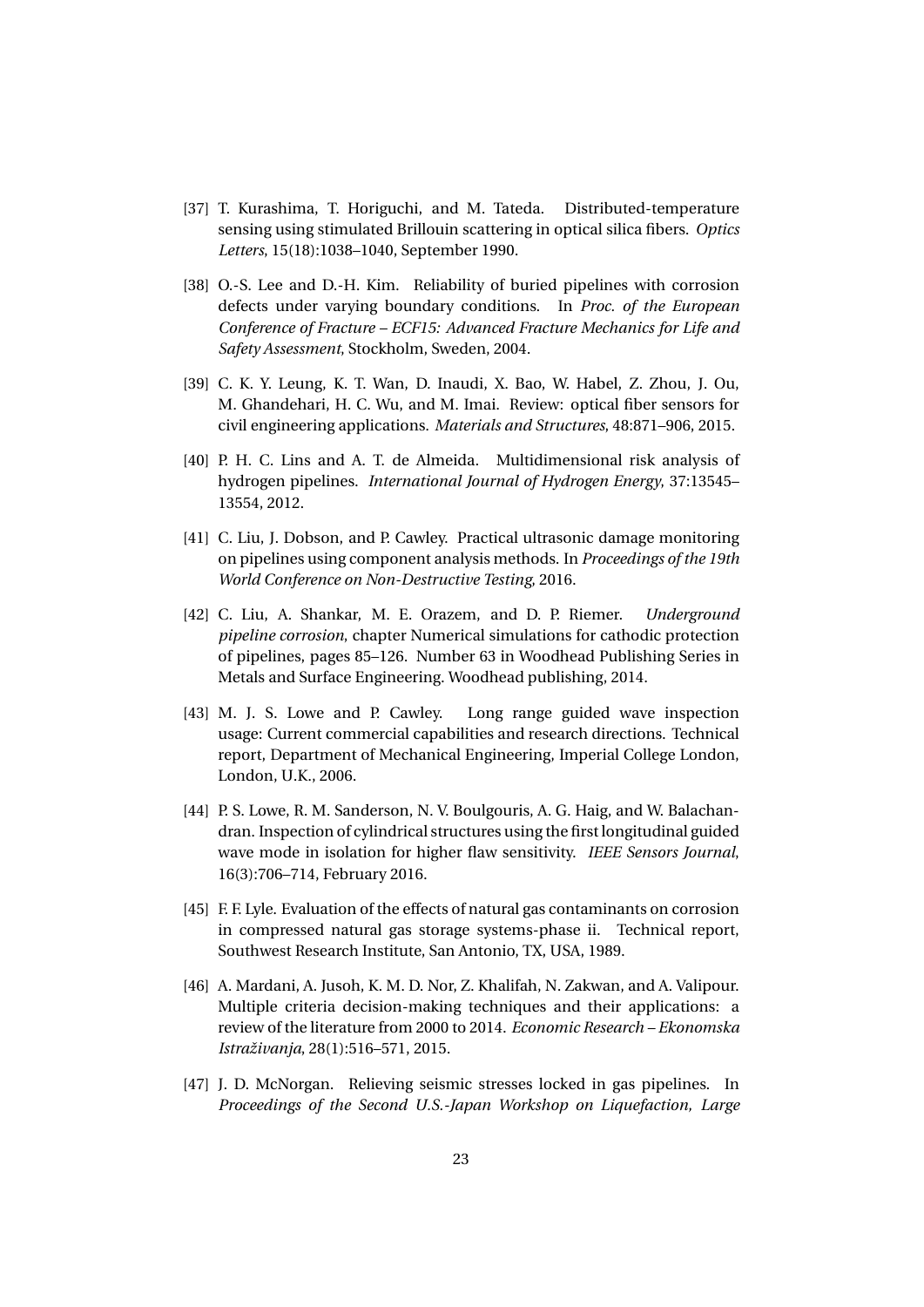[37] T. Kurashima, T. Horiguchi, and M. Tateda. Distributed-temperature sensing using stimulated Brillouin scattering in optical silica fibers. *Optics Letters*, 15(18):1038–1040, September 1990.

[38] O.-S. Lee and D.-H. Kim. Reliability of buried pipelines with corrosion defects under varying boundary conditions. In *Proc. of the European Conference of Fracture – ECF15: Advanced Fracture Mechanics for Life and Safety Assessment*, Stockholm, Sweden, 2004.

[39] C. K. Y. Leung, K. T. Wan, D. Inaudi, X. Bao, W. Habel, Z. Zhou, J. Ou, M. Ghandehari, H. C. Wu, and M. Imai. Review: optical fiber sensors for civil engineering applications. *Materials and Structures*, 48:871–906, 2015.

[40] P. H. C. Lins and A. T. de Almeida. Multidimensional risk analysis of hydrogen pipelines. *International Journal of Hydrogen Energy*, 37:13545–13554, 2012.

[41] C. Liu, J. Dobson, and P. Cawley. Practical ultrasonic damage monitoring on pipelines using component analysis methods. In *Proceedings of the 19th World Conference on Non-Destructive Testing*, 2016.

[42] C. Liu, A. Shankar, M. E. Orazem, and D. P. Riemer. *Underground pipeline corrosion*, chapter Numerical simulations for cathodic protection of pipelines, pages 85–126. Number 63 in Woodhead Publishing Series in Metals and Surface Engineering. Woodhead publishing, 2014.

[43] M. J. S. Lowe and P. Cawley. Long range guided wave inspection usage: Current commercial capabilities and research directions. Technical report, Department of Mechanical Engineering, Imperial College London, London, U.K., 2006.

[44] P. S. Lowe, R. M. Sanderson, N. V. Boulgouris, A. G. Haig, and W. Balachandran. Inspection of cylindrical structures using the first longitudinal guided wave mode in isolation for higher flaw sensitivity. *IEEE Sensors Journal*, 16(3):706–714, February 2016.

[45] F. F. Lyle. Evaluation of the effects of natural gas contaminants on corrosion in compressed natural gas storage systems-phase ii. Technical report, Southwest Research Institute, San Antonio, TX, USA, 1989.

[46] A. Mardani, A. Jusoh, K. M. D. Nor, Z. Khalifah, N. Zakwan, and A. Valipour. Multiple criteria decision-making techniques and their applications: a review of the literature from 2000 to 2014. *Economic Research – Ekonomska Istraživanja*, 28(1):516–571, 2015.

[47] J. D. McNorgan. Relieving seismic stresses locked in gas pipelines. In *Proceedings of the Second U.S.-Japan Workshop on Liquefaction, Large*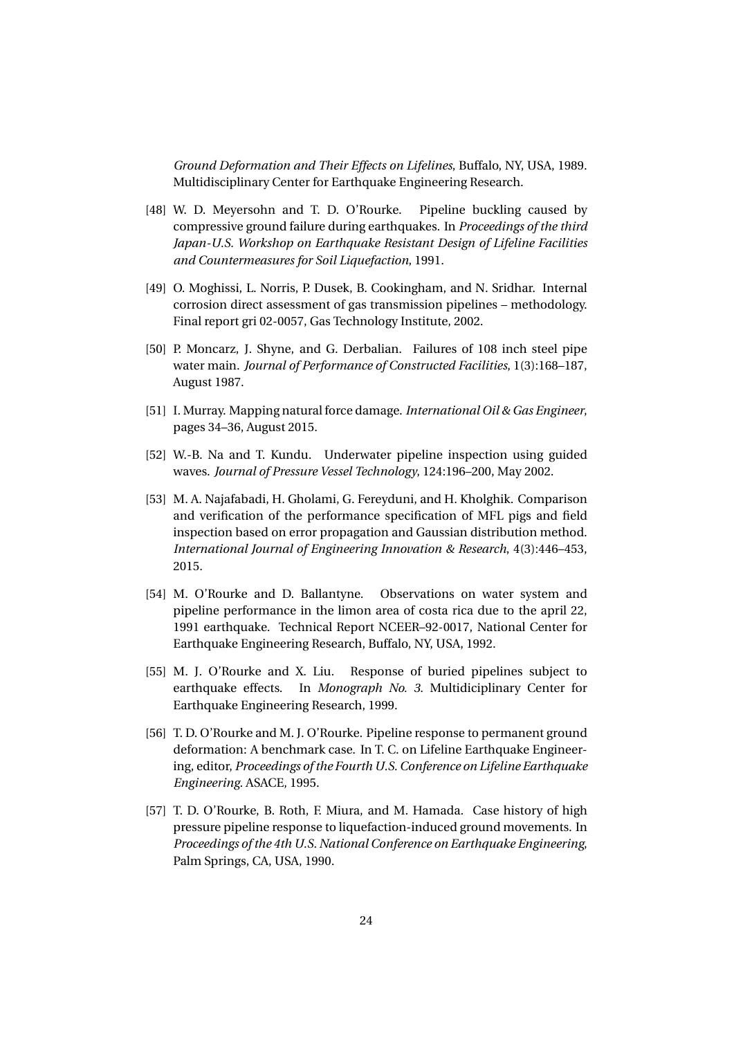*Ground Deformation and Their Effects on Lifelines*, Buffalo, NY, USA, 1989. Multidisciplinary Center for Earthquake Engineering Research.

[48] W. D. Meyersohn and T. D. O'Rourke. Pipeline buckling caused by compressive ground failure during earthquakes. In *Proceedings of the third Japan-U.S. Workshop on Earthquake Resistant Design of Lifeline Facilities and Countermeasures for Soil Liquefaction*, 1991.

[49] O. Moghissi, L. Norris, P. Dusek, B. Cookingham, and N. Sridhar. Internal corrosion direct assessment of gas transmission pipelines – methodology. Final report gri 02-0057, Gas Technology Institute, 2002.

[50] P. Moncarz, J. Shyne, and G. Derbalian. Failures of 108 inch steel pipe water main. *Journal of Performance of Constructed Facilities*, 1(3):168–187, August 1987.

[51] I. Murray. Mapping natural force damage. *International Oil & Gas Engineer*, pages 34–36, August 2015.

[52] W.-B. Na and T. Kundu. Underwater pipeline inspection using guided waves. *Journal of Pressure Vessel Technology*, 124:196–200, May 2002.

[53] M. A. Najafabadi, H. Gholami, G. Fereyduni, and H. Kholghik. Comparison and verification of the performance specification of MFL pigs and field inspection based on error propagation and Gaussian distribution method. *International Journal of Engineering Innovation & Research*, 4(3):446–453, 2015.

[54] M. O'Rourke and D. Ballantyne. Observations on water system and pipeline performance in the limon area of costa rica due to the april 22, 1991 earthquake. Technical Report NCEER–92-0017, National Center for Earthquake Engineering Research, Buffalo, NY, USA, 1992.

[55] M. J. O'Rourke and X. Liu. Response of buried pipelines subject to earthquake effects. In *Monograph No. 3*. Multidiciplinary Center for Earthquake Engineering Research, 1999.

[56] T. D. O'Rourke and M. J. O'Rourke. Pipeline response to permanent ground deformation: A benchmark case. In T. C. on Lifeline Earthquake Engineering, editor, *Proceedings of the Fourth U.S. Conference on Lifeline Earthquake Engineering*. ASACE, 1995.

[57] T. D. O'Rourke, B. Roth, F. Miura, and M. Hamada. Case history of high pressure pipeline response to liquefaction-induced ground movements. In *Proceedings of the 4th U.S. National Conference on Earthquake Engineering*, Palm Springs, CA, USA, 1990.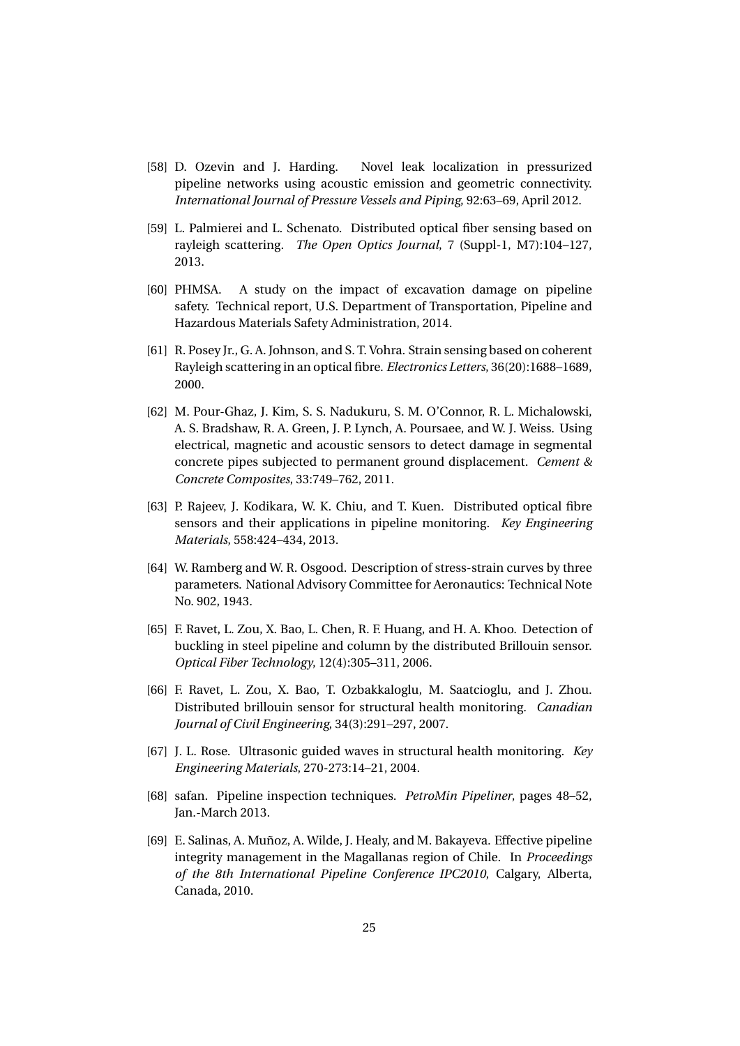[58] D. Ozevin and J. Harding. Novel leak localization in pressurized pipeline networks using acoustic emission and geometric connectivity. *International Journal of Pressure Vessels and Piping*, 92:63–69, April 2012.

[59] L. Palmierei and L. Schenato. Distributed optical fiber sensing based on rayleigh scattering. *The Open Optics Journal*, 7 (Suppl-1, M7):104–127, 2013.

[60] PHMSA. A study on the impact of excavation damage on pipeline safety. Technical report, U.S. Department of Transportation, Pipeline and Hazardous Materials Safety Administration, 2014.

[61] R. Posey Jr., G. A. Johnson, and S. T. Vohra. Strain sensing based on coherent Rayleigh scattering in an optical fibre. *Electronics Letters*, 36(20):1688–1689, 2000.

[62] M. Pour-Ghaz, J. Kim, S. S. Nadukuru, S. M. O'Connor, R. L. Michalowski, A. S. Bradshaw, R. A. Green, J. P. Lynch, A. Poursaee, and W. J. Weiss. Using electrical, magnetic and acoustic sensors to detect damage in segmental concrete pipes subjected to permanent ground displacement. *Cement & Concrete Composites*, 33:749–762, 2011.

[63] P. Rajeev, J. Kodikara, W. K. Chiu, and T. Kuen. Distributed optical fibre sensors and their applications in pipeline monitoring. *Key Engineering Materials*, 558:424–434, 2013.

[64] W. Ramberg and W. R. Osgood. Description of stress-strain curves by three parameters. National Advisory Committee for Aeronautics: Technical Note No. 902, 1943.

[65] F. Ravet, L. Zou, X. Bao, L. Chen, R. F. Huang, and H. A. Khoo. Detection of buckling in steel pipeline and column by the distributed Brillouin sensor. *Optical Fiber Technology*, 12(4):305–311, 2006.

[66] F. Ravet, L. Zou, X. Bao, T. Ozbakkaloglu, M. Saatcioglu, and J. Zhou. Distributed brillouin sensor for structural health monitoring. *Canadian Journal of Civil Engineering*, 34(3):291–297, 2007.

[67] J. L. Rose. Ultrasonic guided waves in structural health monitoring. *Key Engineering Materials*, 270-273:14–21, 2004.

[68] safan. Pipeline inspection techniques. *PetroMin Pipeliner*, pages 48–52, Jan.-March 2013.

[69] E. Salinas, A. Muñoz, A. Wilde, J. Healy, and M. Bakayeva. Effective pipeline integrity management in the Magallanas region of Chile. In *Proceedings of the 8th International Pipeline Conference IPC2010*, Calgary, Alberta, Canada, 2010.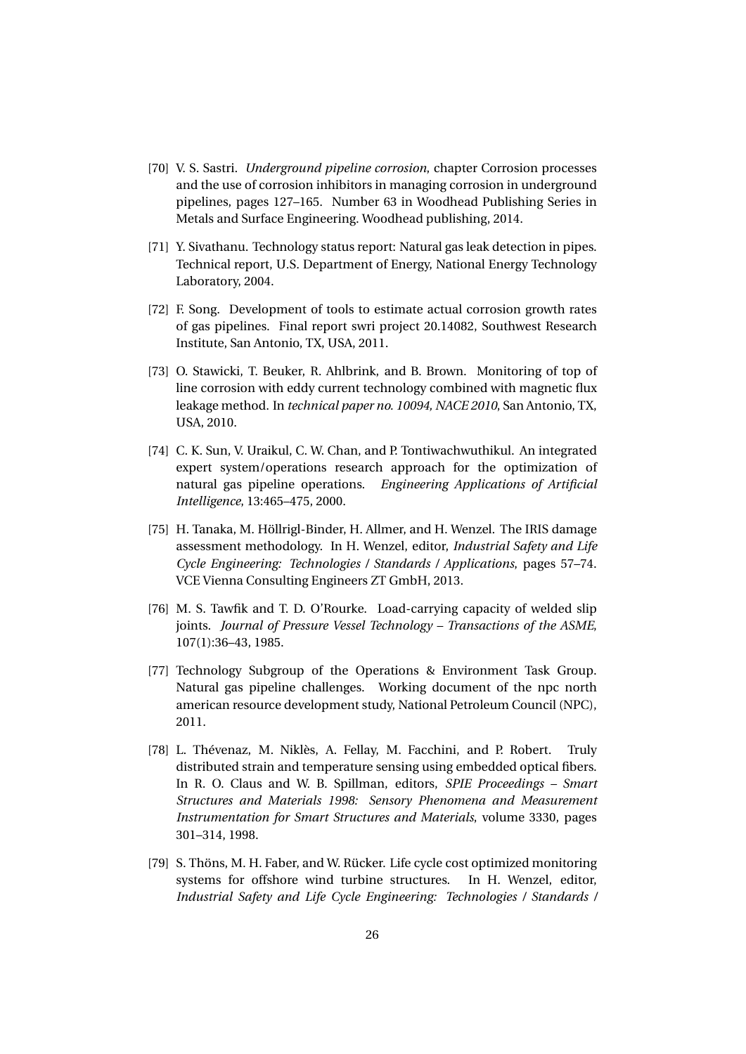[70] V. S. Sastri. *Underground pipeline corrosion*, chapter Corrosion processes and the use of corrosion inhibitors in managing corrosion in underground pipelines, pages 127–165. Number 63 in Woodhead Publishing Series in Metals and Surface Engineering. Woodhead publishing, 2014.

[71] Y. Sivathanu. Technology status report: Natural gas leak detection in pipes. Technical report, U.S. Department of Energy, National Energy Technology Laboratory, 2004.

[72] F. Song. Development of tools to estimate actual corrosion growth rates of gas pipelines. Final report swri project 20.14082, Southwest Research Institute, San Antonio, TX, USA, 2011.

[73] O. Stawicki, T. Beuker, R. Ahlbrink, and B. Brown. Monitoring of top of line corrosion with eddy current technology combined with magnetic flux leakage method. In *technical paper no. 10094, NACE 2010*, San Antonio, TX, USA, 2010.

[74] C. K. Sun, V. Uraikul, C. W. Chan, and P. Tontiwachwuthikul. An integrated expert system/operations research approach for the optimization of natural gas pipeline operations. *Engineering Applications of Artificial Intelligence*, 13:465–475, 2000.

[75] H. Tanaka, M. Höllrigl-Binder, H. Allmer, and H. Wenzel. The IRIS damage assessment methodology. In H. Wenzel, editor, *Industrial Safety and Life Cycle Engineering: Technologies / Standards / Applications*, pages 57–74. VCE Vienna Consulting Engineers ZT GmbH, 2013.

[76] M. S. Tawfik and T. D. O'Rourke. Load-carrying capacity of welded slip joints. *Journal of Pressure Vessel Technology – Transactions of the ASME*, 107(1):36–43, 1985.

[77] Technology Subgroup of the Operations & Environment Task Group. Natural gas pipeline challenges. Working document of the npc north american resource development study, National Petroleum Council (NPC), 2011.

[78] L. Thévenaz, M. Niklès, A. Fellay, M. Facchini, and P. Robert. Truly distributed strain and temperature sensing using embedded optical fibers. In R. O. Claus and W. B. Spillman, editors, *SPIE Proceedings – Smart Structures and Materials 1998: Sensory Phenomena and Measurement Instrumentation for Smart Structures and Materials*, volume 3330, pages 301–314, 1998.

[79] S. Thöns, M. H. Faber, and W. Rücker. Life cycle cost optimized monitoring systems for offshore wind turbine structures. In H. Wenzel, editor, *Industrial Safety and Life Cycle Engineering: Technologies / Standards /*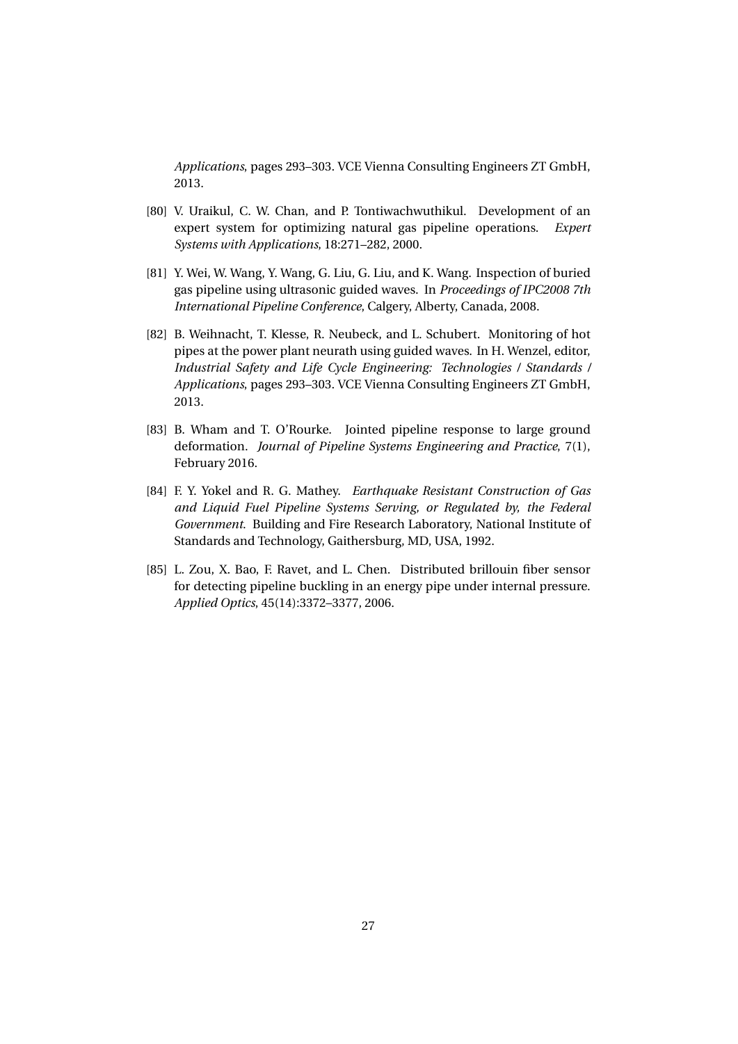*Applications*, pages 293–303. VCE Vienna Consulting Engineers ZT GmbH, 2013.

[80] V. Uraikul, C. W. Chan, and P. Tontiwachwuthikul. Development of an expert system for optimizing natural gas pipeline operations. *Expert Systems with Applications*, 18:271–282, 2000.

[81] Y. Wei, W. Wang, Y. Wang, G. Liu, G. Liu, and K. Wang. Inspection of buried gas pipeline using ultrasonic guided waves. In *Proceedings of IPC2008 7th International Pipeline Conference*, Calgery, Alberty, Canada, 2008.

[82] B. Weihnacht, T. Klesse, R. Neubeck, and L. Schubert. Monitoring of hot pipes at the power plant neurath using guided waves. In H. Wenzel, editor, *Industrial Safety and Life Cycle Engineering: Technologies / Standards / Applications*, pages 293–303. VCE Vienna Consulting Engineers ZT GmbH, 2013.

[83] B. Wham and T. O'Rourke. Jointed pipeline response to large ground deformation. *Journal of Pipeline Systems Engineering and Practice*, 7(1), February 2016.

[84] F. Y. Yokel and R. G. Mathey. *Earthquake Resistant Construction of Gas and Liquid Fuel Pipeline Systems Serving, or Regulated by, the Federal Government.* Building and Fire Research Laboratory, National Institute of Standards and Technology, Gaithersburg, MD, USA, 1992.

[85] L. Zou, X. Bao, F. Ravet, and L. Chen. Distributed brillouin fiber sensor for detecting pipeline buckling in an energy pipe under internal pressure. *Applied Optics*, 45(14):3372–3377, 2006.